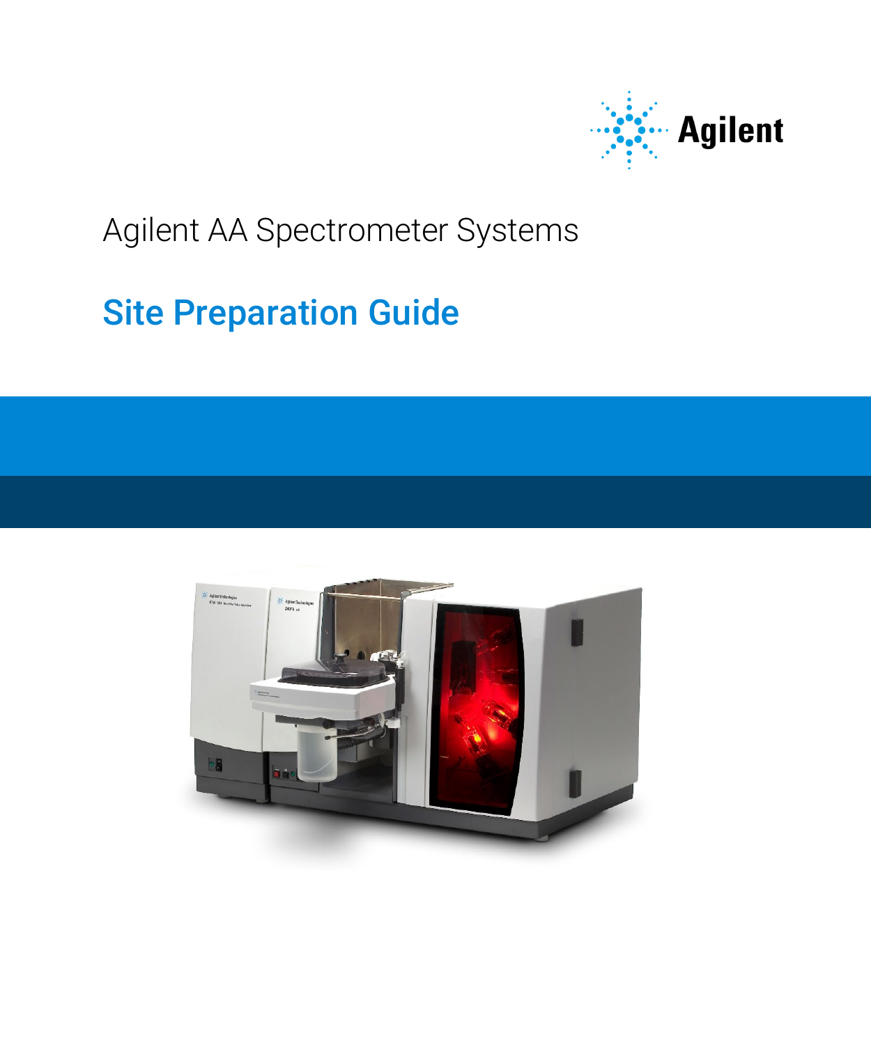Agilent

Agilent AA Spectrometer Systems

# Site Preparation Guide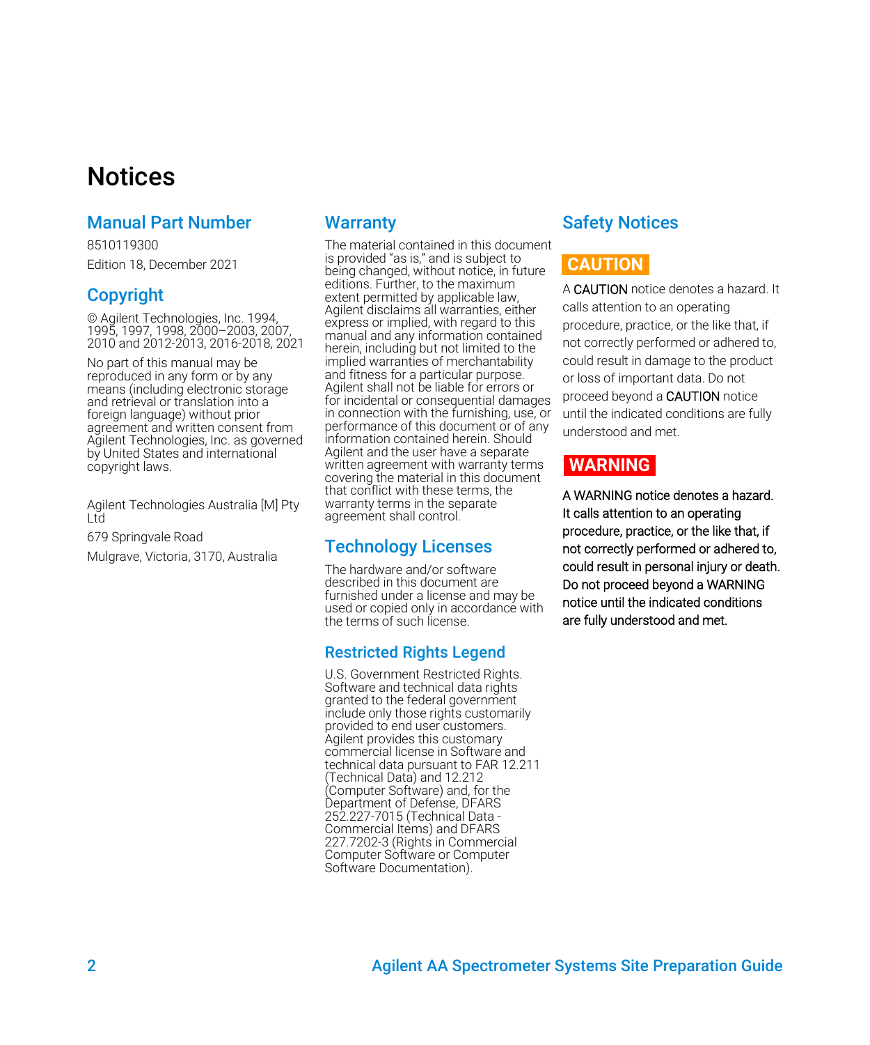# Notices

## Manual Part Number

8510119300

Edition 18, December 2021

## Copyright

© Agilent Technologies, Inc. 1994, 1995, 1997, 1998, 2000–2003, 2007, 2010 and 2012-2013, 2016-2018, 2021

No part of this manual may be reproduced in any form or by any means (including electronic storage and retrieval or translation into a foreign language) without prior agreement and written consent from Agilent Technologies, Inc. as governed by United States and international copyright laws.

Agilent Technologies Australia [M] Pty Ltd

679 Springvale Road

Mulgrave, Victoria, 3170, Australia

## Warranty

The material contained in this document is provided "as is," and is subject to being changed, without notice, in future editions. Further, to the maximum extent permitted by applicable law, Agilent disclaims all warranties, either express or implied, with regard to this manual and any information contained herein, including but not limited to the implied warranties of merchantability and fitness for a particular purpose. Agilent shall not be liable for errors or for incidental or consequential damages in connection with the furnishing, use, or performance of this document or of any information contained herein. Should Agilent and the user have a separate written agreement with warranty terms covering the material in this document that conflict with these terms, the warranty terms in the separate agreement shall control.

## Technology Licenses

The hardware and/or software described in this document are furnished under a license and may be used or copied only in accordance with the terms of such license.

## Restricted Rights Legend

U.S. Government Restricted Rights. Software and technical data rights granted to the federal government include only those rights customarily provided to end user customers. Agilent provides this customary commercial license in Software and technical data pursuant to FAR 12.211 (Technical Data) and 12.212 (Computer Software) and, for the Department of Defense, DFARS 252.227-7015 (Technical Data - Commercial Items) and DFARS 227.7202-3 (Rights in Commercial Computer Software or Computer Software Documentation).

## Safety Notices

**CAUTION**

A CAUTION notice denotes a hazard. It calls attention to an operating procedure, practice, or the like that, if not correctly performed or adhered to, could result in damage to the product or loss of important data. Do not proceed beyond a CAUTION notice until the indicated conditions are fully understood and met.

**WARNING**

A WARNING notice denotes a hazard. It calls attention to an operating procedure, practice, or the like that, if not correctly performed or adhered to, could result in personal injury or death. Do not proceed beyond a WARNING notice until the indicated conditions are fully understood and met.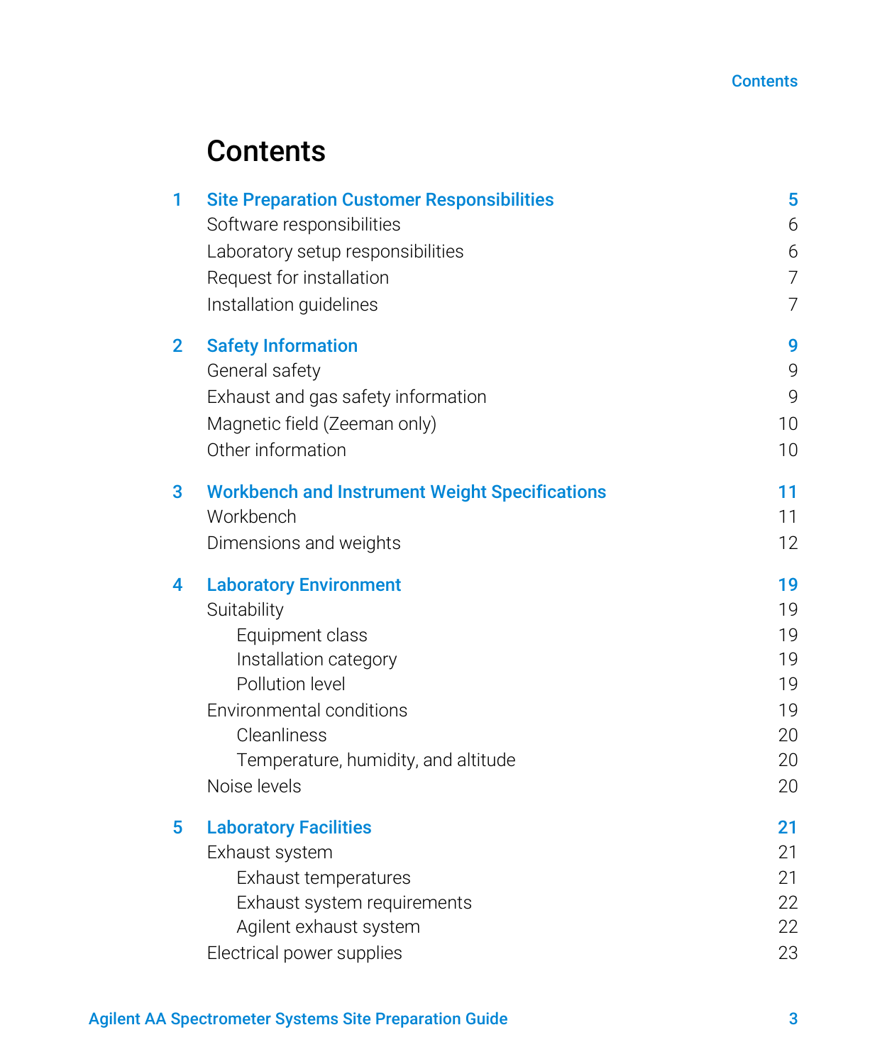# Contents

| | | |
|---|---|---|
| **1** | **Site Preparation Customer Responsibilities** | **5** |
| | Software responsibilities | 6 |
| | Laboratory setup responsibilities | 6 |
| | Request for installation | 7 |
| | Installation guidelines | 7 |
| **2** | **Safety Information** | **9** |
| | General safety | 9 |
| | Exhaust and gas safety information | 9 |
| | Magnetic field (Zeeman only) | 10 |
| | Other information | 10 |
| **3** | **Workbench and Instrument Weight Specifications** | **11** |
| | Workbench | 11 |
| | Dimensions and weights | 12 |
| **4** | **Laboratory Environment** | **19** |
| | Suitability | 19 |
| | Equipment class | 19 |
| | Installation category | 19 |
| | Pollution level | 19 |
| | Environmental conditions | 19 |
| | Cleanliness | 20 |
| | Temperature, humidity, and altitude | 20 |
| | Noise levels | 20 |
| **5** | **Laboratory Facilities** | **21** |
| | Exhaust system | 21 |
| | Exhaust temperatures | 21 |
| | Exhaust system requirements | 22 |
| | Agilent exhaust system | 22 |
| | Electrical power supplies | 23 |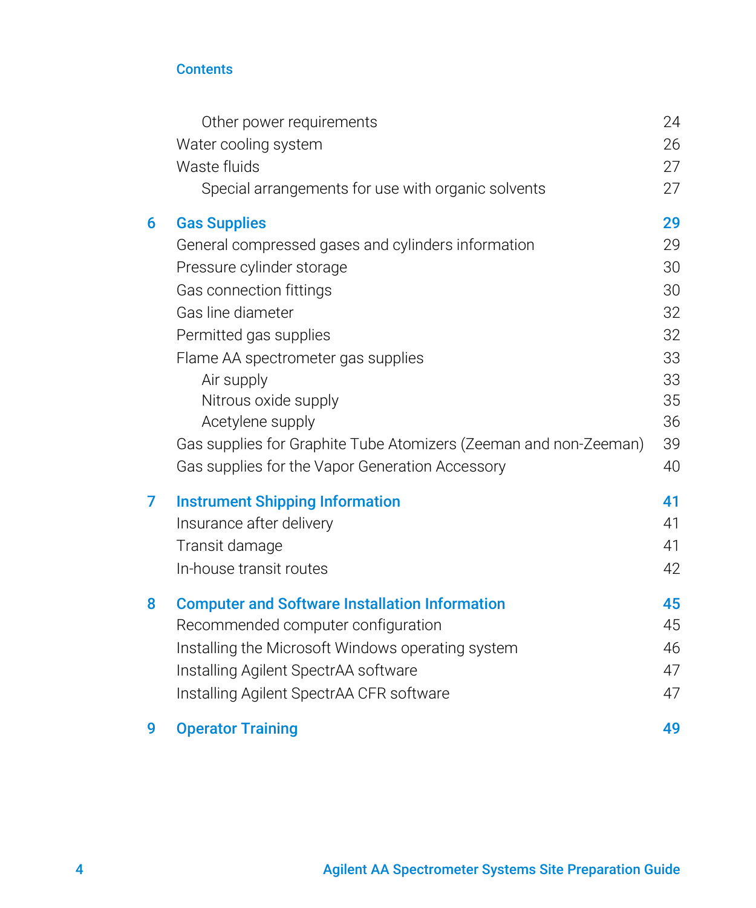Contents

| | | |
|---|---|---|
| | Other power requirements | 24 |
| | Water cooling system | 26 |
| | Waste fluids | 27 |
| | Special arrangements for use with organic solvents | 27 |
| **6** | **Gas Supplies** | **29** |
| | General compressed gases and cylinders information | 29 |
| | Pressure cylinder storage | 30 |
| | Gas connection fittings | 30 |
| | Gas line diameter | 32 |
| | Permitted gas supplies | 32 |
| | Flame AA spectrometer gas supplies | 33 |
| | Air supply | 33 |
| | Nitrous oxide supply | 35 |
| | Acetylene supply | 36 |
| | Gas supplies for Graphite Tube Atomizers (Zeeman and non-Zeeman) | 39 |
| | Gas supplies for the Vapor Generation Accessory | 40 |
| **7** | **Instrument Shipping Information** | **41** |
| | Insurance after delivery | 41 |
| | Transit damage | 41 |
| | In-house transit routes | 42 |
| **8** | **Computer and Software Installation Information** | **45** |
| | Recommended computer configuration | 45 |
| | Installing the Microsoft Windows operating system | 46 |
| | Installing Agilent SpectrAA software | 47 |
| | Installing Agilent SpectrAA CFR software | 47 |
| **9** | **Operator Training** | **49** |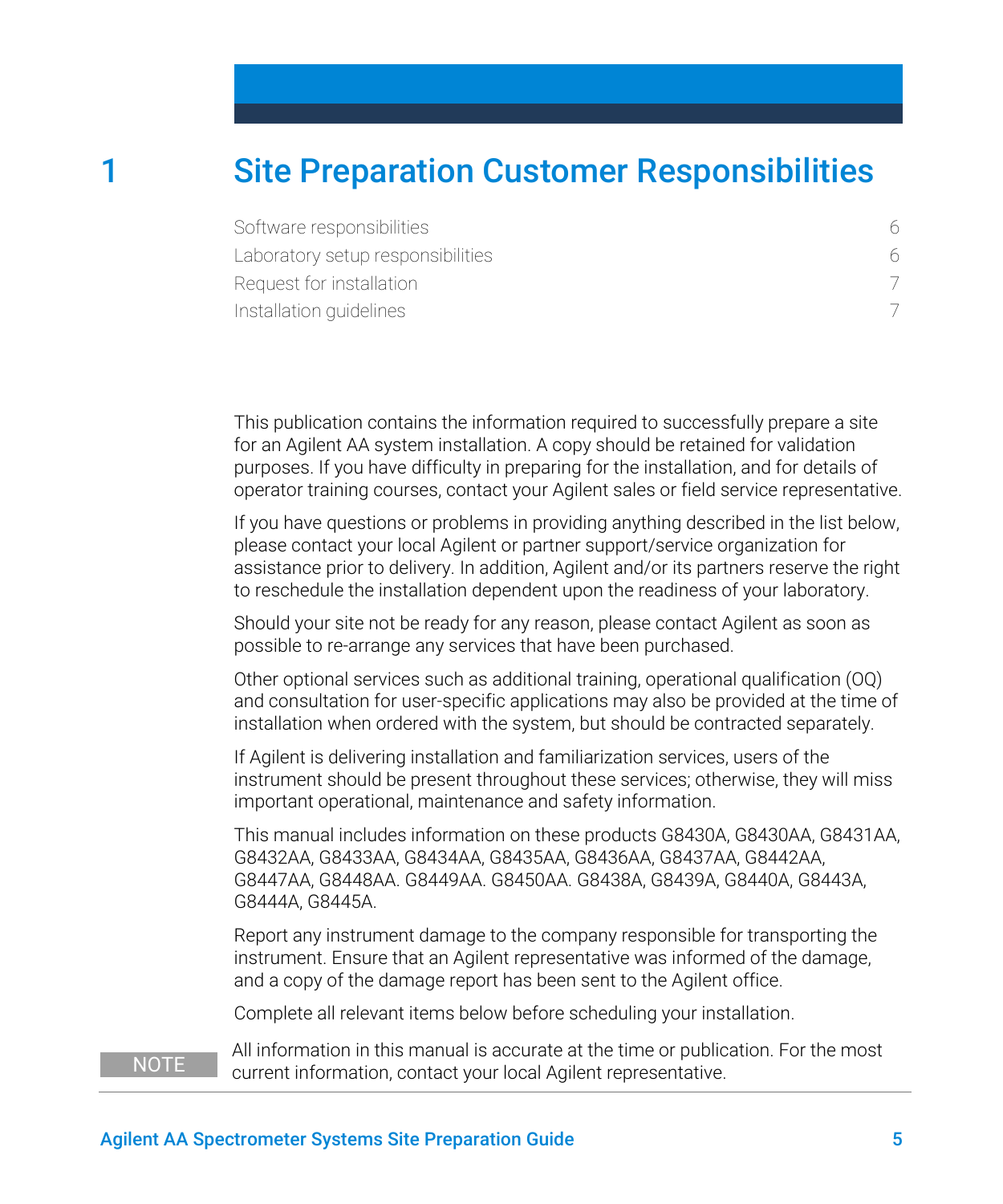# 1 Site Preparation Customer Responsibilities

Software responsibilities 6
Laboratory setup responsibilities 6
Request for installation 7
Installation guidelines 7

This publication contains the information required to successfully prepare a site for an Agilent AA system installation. A copy should be retained for validation purposes. If you have difficulty in preparing for the installation, and for details of operator training courses, contact your Agilent sales or field service representative.

If you have questions or problems in providing anything described in the list below, please contact your local Agilent or partner support/service organization for assistance prior to delivery. In addition, Agilent and/or its partners reserve the right to reschedule the installation dependent upon the readiness of your laboratory.

Should your site not be ready for any reason, please contact Agilent as soon as possible to re-arrange any services that have been purchased.

Other optional services such as additional training, operational qualification (OQ) and consultation for user-specific applications may also be provided at the time of installation when ordered with the system, but should be contracted separately.

If Agilent is delivering installation and familiarization services, users of the instrument should be present throughout these services; otherwise, they will miss important operational, maintenance and safety information.

This manual includes information on these products G8430A, G8430AA, G8431AA, G8432AA, G8433AA, G8434AA, G8435AA, G8436AA, G8437AA, G8442AA, G8447AA, G8448AA. G8449AA. G8450AA. G8438A, G8439A, G8440A, G8443A, G8444A, G8445A.

Report any instrument damage to the company responsible for transporting the instrument. Ensure that an Agilent representative was informed of the damage, and a copy of the damage report has been sent to the Agilent office.

Complete all relevant items below before scheduling your installation.

**NOTE** All information in this manual is accurate at the time or publication. For the most current information, contact your local Agilent representative.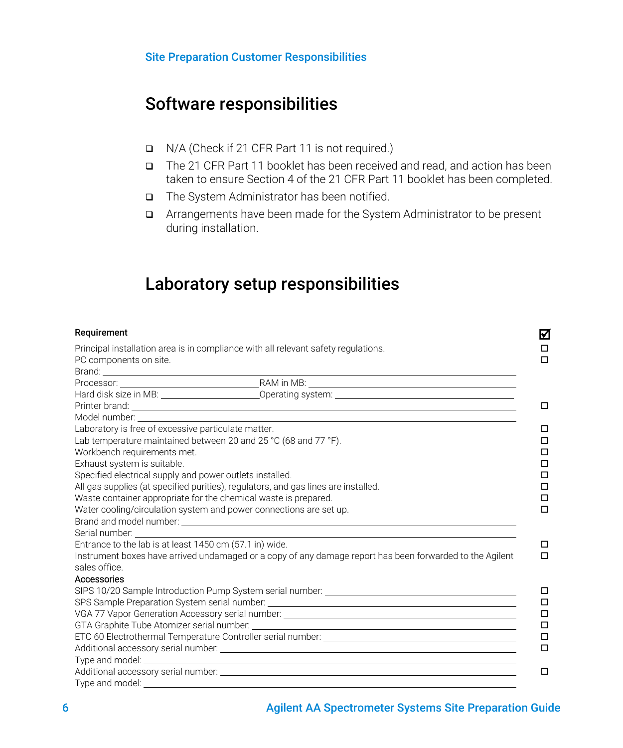## Software responsibilities

- ☐ N/A (Check if 21 CFR Part 11 is not required.)
- ☐ The 21 CFR Part 11 booklet has been received and read, and action has been taken to ensure Section 4 of the 21 CFR Part 11 booklet has been completed.
- ☐ The System Administrator has been notified.
- ☐ Arrangements have been made for the System Administrator to be present during installation.

## Laboratory setup responsibilities

| Requirement | ☑ |
|---|---|
| Principal installation area is in compliance with all relevant safety regulations. | ☐ |
| PC components on site. | ☐ |
| Brand: ______________________________ | |
| Processor: ______________ RAM in MB: ______________ | |
| Hard disk size in MB: ______________ Operating system: ______________ | |
| Printer brand: ______________________________ | ☐ |
| Model number: ______________________________ | |
| Laboratory is free of excessive particulate matter. | ☐ |
| Lab temperature maintained between 20 and 25 °C (68 and 77 °F). | ☐ |
| Workbench requirements met. | ☐ |
| Exhaust system is suitable. | ☐ |
| Specified electrical supply and power outlets installed. | ☐ |
| All gas supplies (at specified purities), regulators, and gas lines are installed. | ☐ |
| Waste container appropriate for the chemical waste is prepared. | ☐ |
| Water cooling/circulation system and power connections are set up. | ☐ |
| Brand and model number: ______________________________ | |
| Serial number: ______________________________ | |
| Entrance to the lab is at least 1450 cm (57.1 in) wide. | ☐ |
| Instrument boxes have arrived undamaged or a copy of any damage report has been forwarded to the Agilent sales office. | ☐ |
| **Accessories** | |
| SIPS 10/20 Sample Introduction Pump System serial number: ______________ | ☐ |
| SPS Sample Preparation System serial number: ______________ | ☐ |
| VGA 77 Vapor Generation Accessory serial number: ______________ | ☐ |
| GTA Graphite Tube Atomizer serial number: ______________ | ☐ |
| ETC 60 Electrothermal Temperature Controller serial number: ______________ | ☐ |
| Additional accessory serial number: ______________ | ☐ |
| Type and model: ______________ | |
| Additional accessory serial number: ______________ | ☐ |
| Type and model: ______________ | |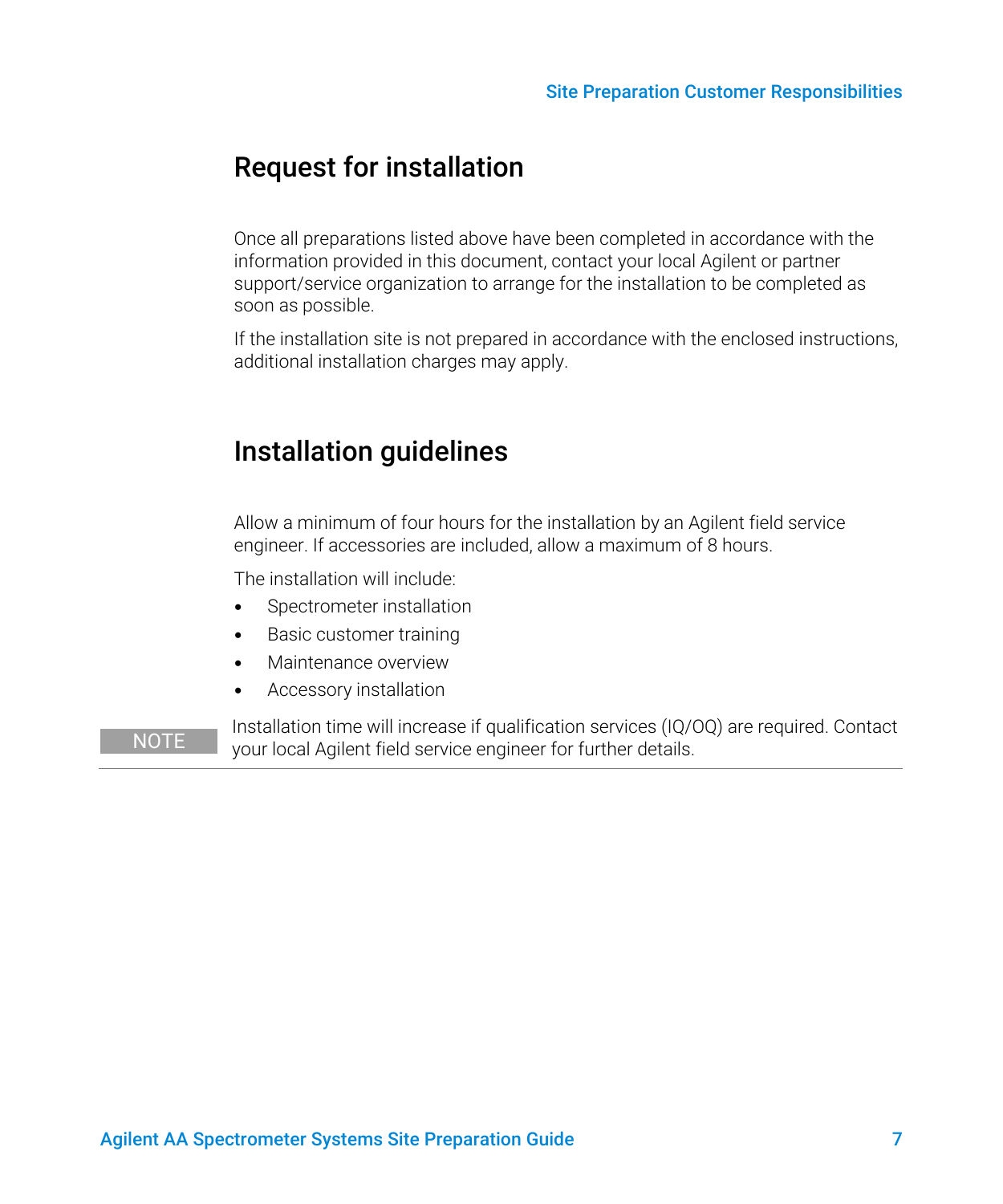## Request for installation

Once all preparations listed above have been completed in accordance with the information provided in this document, contact your local Agilent or partner support/service organization to arrange for the installation to be completed as soon as possible.

If the installation site is not prepared in accordance with the enclosed instructions, additional installation charges may apply.

## Installation guidelines

Allow a minimum of four hours for the installation by an Agilent field service engineer. If accessories are included, allow a maximum of 8 hours.

The installation will include:

- Spectrometer installation
- Basic customer training
- Maintenance overview
- Accessory installation

**NOTE** Installation time will increase if qualification services (IQ/OQ) are required. Contact your local Agilent field service engineer for further details.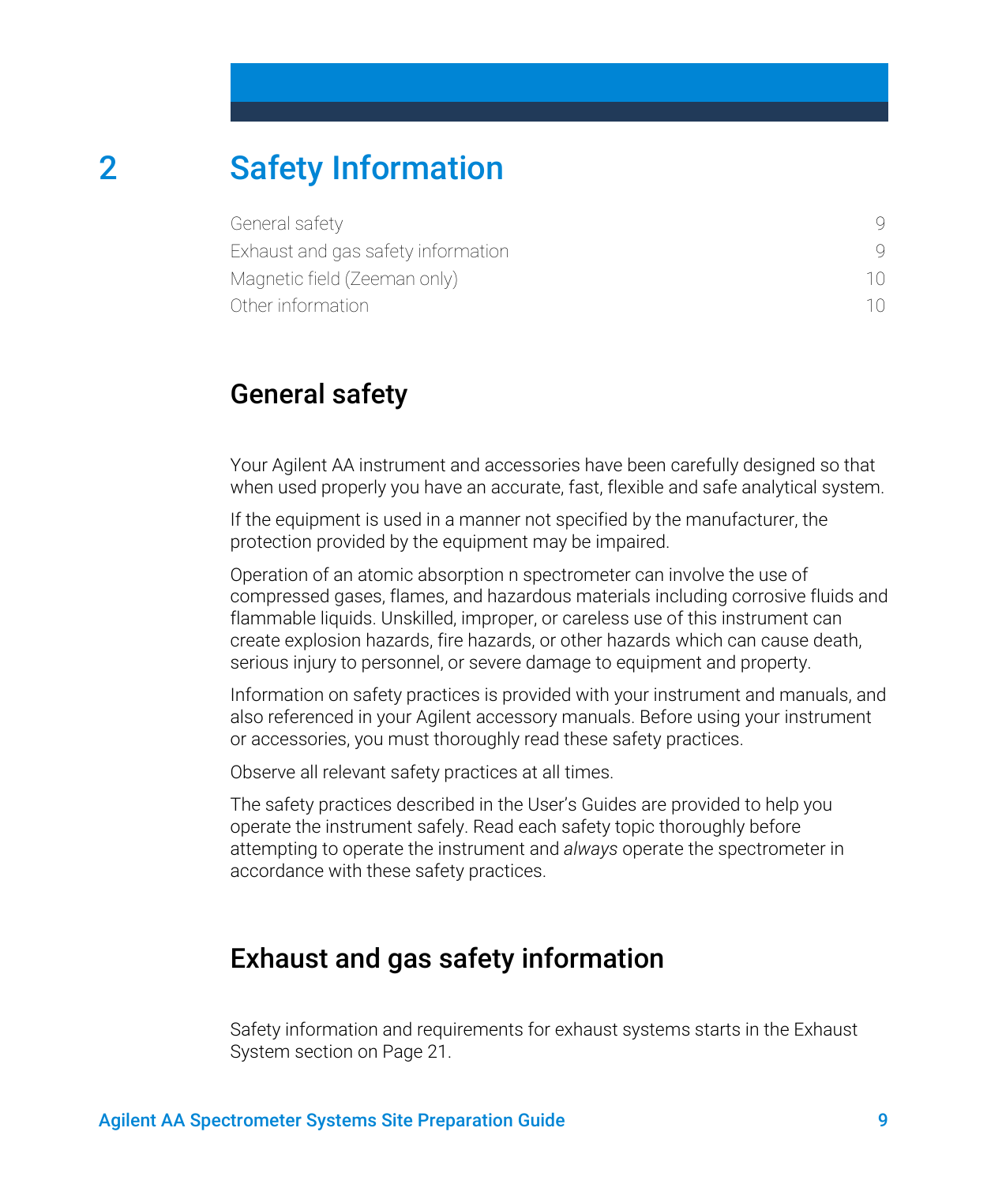# 2 Safety Information

General safety 9
Exhaust and gas safety information 9
Magnetic field (Zeeman only) 10
Other information 10

## General safety

Your Agilent AA instrument and accessories have been carefully designed so that when used properly you have an accurate, fast, flexible and safe analytical system.

If the equipment is used in a manner not specified by the manufacturer, the protection provided by the equipment may be impaired.

Operation of an atomic absorption n spectrometer can involve the use of compressed gases, flames, and hazardous materials including corrosive fluids and flammable liquids. Unskilled, improper, or careless use of this instrument can create explosion hazards, fire hazards, or other hazards which can cause death, serious injury to personnel, or severe damage to equipment and property.

Information on safety practices is provided with your instrument and manuals, and also referenced in your Agilent accessory manuals. Before using your instrument or accessories, you must thoroughly read these safety practices.

Observe all relevant safety practices at all times.

The safety practices described in the User's Guides are provided to help you operate the instrument safely. Read each safety topic thoroughly before attempting to operate the instrument and *always* operate the spectrometer in accordance with these safety practices.

## Exhaust and gas safety information

Safety information and requirements for exhaust systems starts in the Exhaust System section on Page 21.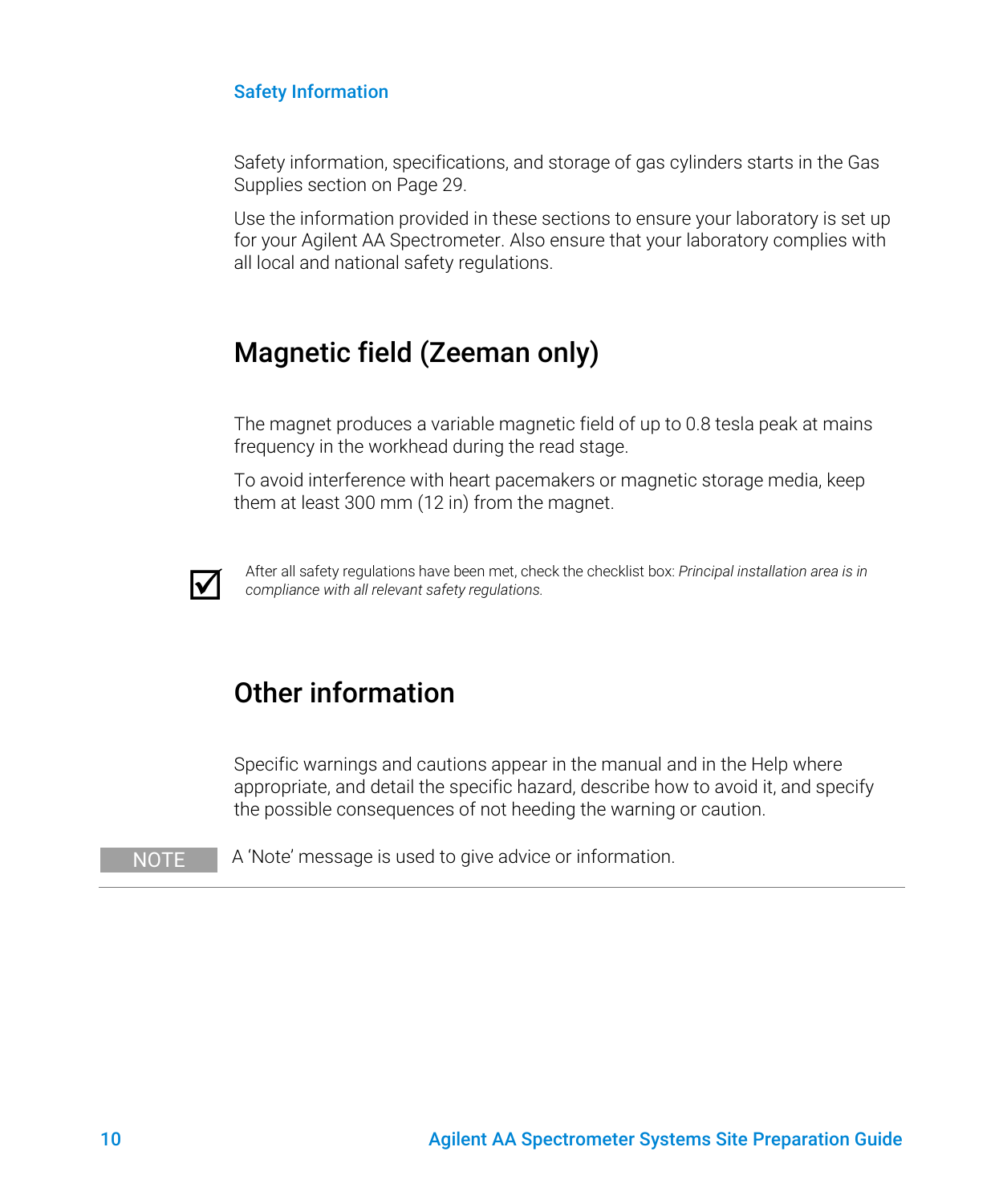### Safety Information

Safety information, specifications, and storage of gas cylinders starts in the Gas Supplies section on Page 29.

Use the information provided in these sections to ensure your laboratory is set up for your Agilent AA Spectrometer. Also ensure that your laboratory complies with all local and national safety regulations.

## Magnetic field (Zeeman only)

The magnet produces a variable magnetic field of up to 0.8 tesla peak at mains frequency in the workhead during the read stage.

To avoid interference with heart pacemakers or magnetic storage media, keep them at least 300 mm (12 in) from the magnet.

☑ After all safety regulations have been met, check the checklist box: *Principal installation area is in compliance with all relevant safety regulations.*

## Other information

Specific warnings and cautions appear in the manual and in the Help where appropriate, and detail the specific hazard, describe how to avoid it, and specify the possible consequences of not heeding the warning or caution.

**NOTE** A 'Note' message is used to give advice or information.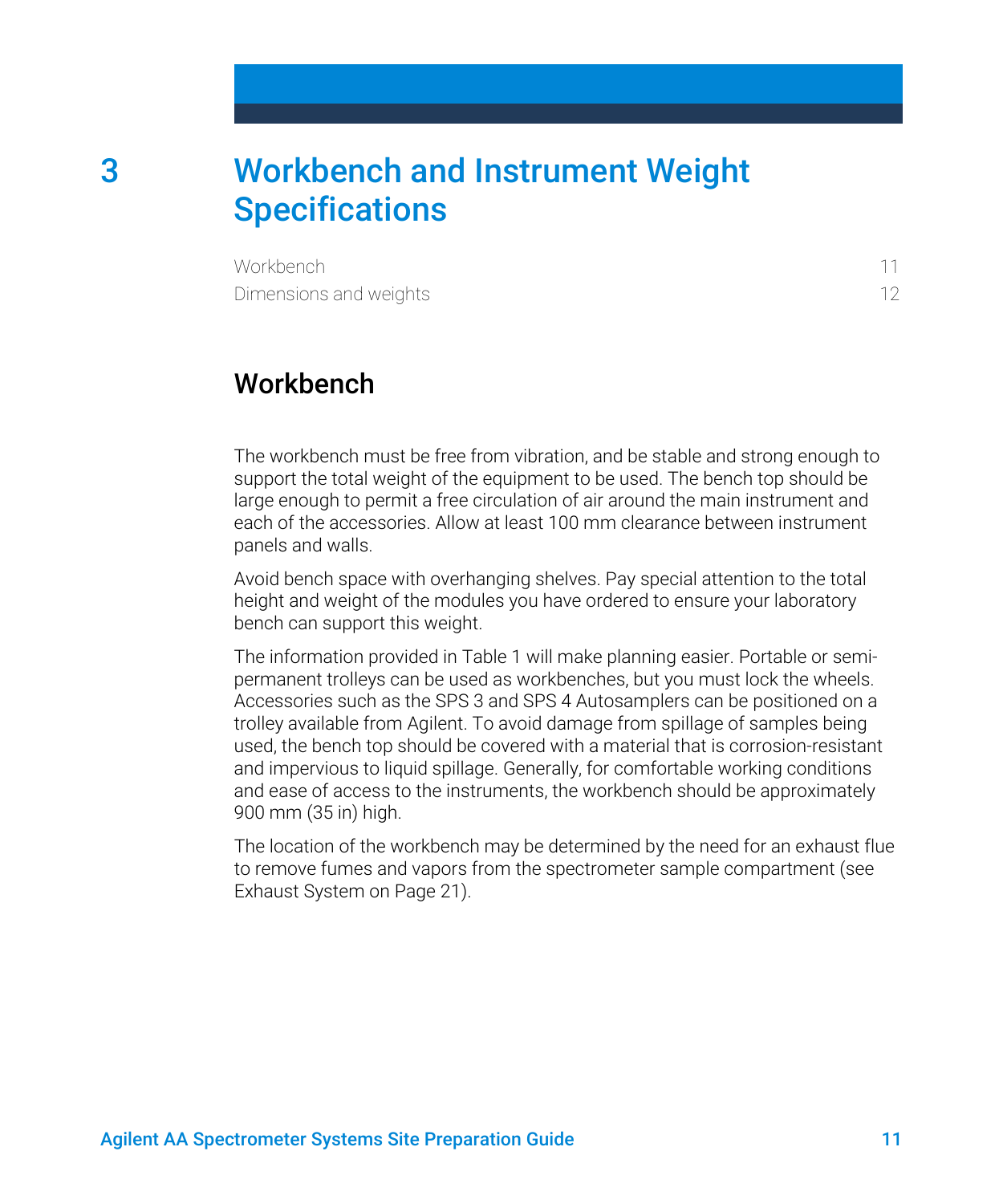# 3 Workbench and Instrument Weight Specifications

Workbench 11

Dimensions and weights 12

## Workbench

The workbench must be free from vibration, and be stable and strong enough to support the total weight of the equipment to be used. The bench top should be large enough to permit a free circulation of air around the main instrument and each of the accessories. Allow at least 100 mm clearance between instrument panels and walls.

Avoid bench space with overhanging shelves. Pay special attention to the total height and weight of the modules you have ordered to ensure your laboratory bench can support this weight.

The information provided in Table 1 will make planning easier. Portable or semi-permanent trolleys can be used as workbenches, but you must lock the wheels. Accessories such as the SPS 3 and SPS 4 Autosamplers can be positioned on a trolley available from Agilent. To avoid damage from spillage of samples being used, the bench top should be covered with a material that is corrosion-resistant and impervious to liquid spillage. Generally, for comfortable working conditions and ease of access to the instruments, the workbench should be approximately 900 mm (35 in) high.

The location of the workbench may be determined by the need for an exhaust flue to remove fumes and vapors from the spectrometer sample compartment (see Exhaust System on Page 21).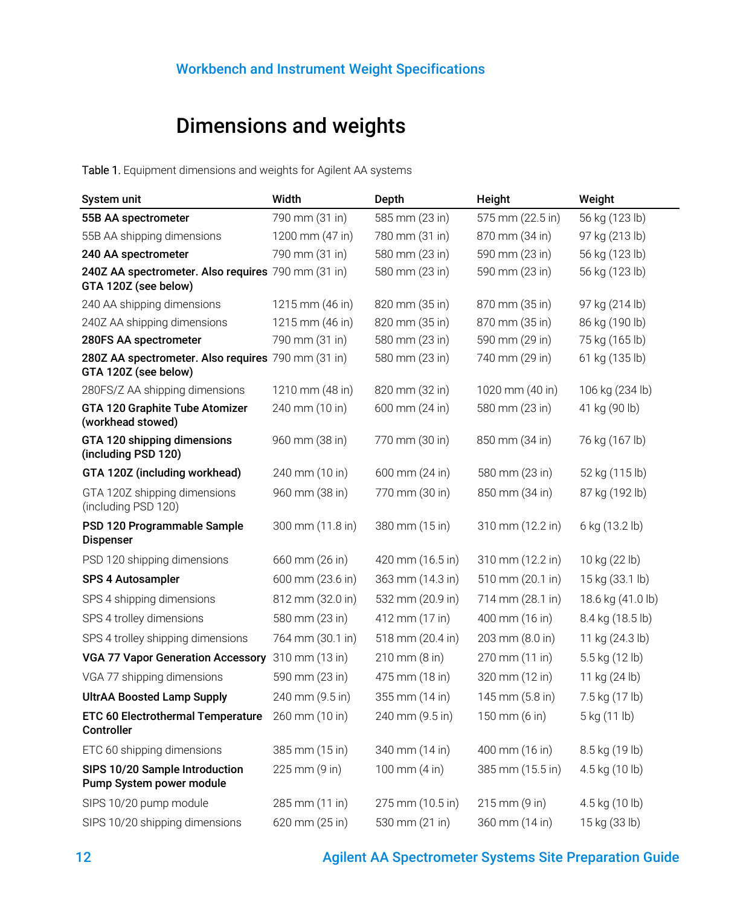Workbench and Instrument Weight Specifications

## Dimensions and weights

Table 1. Equipment dimensions and weights for Agilent AA systems

| System unit | Width | Depth | Height | Weight |
|---|---|---|---|---|
| **55B AA spectrometer** | 790 mm (31 in) | 585 mm (23 in) | 575 mm (22.5 in) | 56 kg (123 lb) |
| 55B AA shipping dimensions | 1200 mm (47 in) | 780 mm (31 in) | 870 mm (34 in) | 97 kg (213 lb) |
| **240 AA spectrometer** | 790 mm (31 in) | 580 mm (23 in) | 590 mm (23 in) | 56 kg (123 lb) |
| **240Z AA spectrometer. Also requires GTA 120Z (see below)** | 790 mm (31 in) | 580 mm (23 in) | 590 mm (23 in) | 56 kg (123 lb) |
| 240 AA shipping dimensions | 1215 mm (46 in) | 820 mm (35 in) | 870 mm (35 in) | 97 kg (214 lb) |
| 240Z AA shipping dimensions | 1215 mm (46 in) | 820 mm (35 in) | 870 mm (35 in) | 86 kg (190 lb) |
| **280FS AA spectrometer** | 790 mm (31 in) | 580 mm (23 in) | 590 mm (29 in) | 75 kg (165 lb) |
| **280Z AA spectrometer. Also requires GTA 120Z (see below)** | 790 mm (31 in) | 580 mm (23 in) | 740 mm (29 in) | 61 kg (135 lb) |
| 280FS/Z AA shipping dimensions | 1210 mm (48 in) | 820 mm (32 in) | 1020 mm (40 in) | 106 kg (234 lb) |
| **GTA 120 Graphite Tube Atomizer (workhead stowed)** | 240 mm (10 in) | 600 mm (24 in) | 580 mm (23 in) | 41 kg (90 lb) |
| **GTA 120 shipping dimensions (including PSD 120)** | 960 mm (38 in) | 770 mm (30 in) | 850 mm (34 in) | 76 kg (167 lb) |
| **GTA 120Z (including workhead)** | 240 mm (10 in) | 600 mm (24 in) | 580 mm (23 in) | 52 kg (115 lb) |
| GTA 120Z shipping dimensions (including PSD 120) | 960 mm (38 in) | 770 mm (30 in) | 850 mm (34 in) | 87 kg (192 lb) |
| **PSD 120 Programmable Sample Dispenser** | 300 mm (11.8 in) | 380 mm (15 in) | 310 mm (12.2 in) | 6 kg (13.2 lb) |
| PSD 120 shipping dimensions | 660 mm (26 in) | 420 mm (16.5 in) | 310 mm (12.2 in) | 10 kg (22 lb) |
| **SPS 4 Autosampler** | 600 mm (23.6 in) | 363 mm (14.3 in) | 510 mm (20.1 in) | 15 kg (33.1 lb) |
| SPS 4 shipping dimensions | 812 mm (32.0 in) | 532 mm (20.9 in) | 714 mm (28.1 in) | 18.6 kg (41.0 lb) |
| SPS 4 trolley dimensions | 580 mm (23 in) | 412 mm (17 in) | 400 mm (16 in) | 8.4 kg (18.5 lb) |
| SPS 4 trolley shipping dimensions | 764 mm (30.1 in) | 518 mm (20.4 in) | 203 mm (8.0 in) | 11 kg (24.3 lb) |
| **VGA 77 Vapor Generation Accessory** | 310 mm (13 in) | 210 mm (8 in) | 270 mm (11 in) | 5.5 kg (12 lb) |
| VGA 77 shipping dimensions | 590 mm (23 in) | 475 mm (18 in) | 320 mm (12 in) | 11 kg (24 lb) |
| **UltrAA Boosted Lamp Supply** | 240 mm (9.5 in) | 355 mm (14 in) | 145 mm (5.8 in) | 7.5 kg (17 lb) |
| **ETC 60 Electrothermal Temperature Controller** | 260 mm (10 in) | 240 mm (9.5 in) | 150 mm (6 in) | 5 kg (11 lb) |
| ETC 60 shipping dimensions | 385 mm (15 in) | 340 mm (14 in) | 400 mm (16 in) | 8.5 kg (19 lb) |
| **SIPS 10/20 Sample Introduction Pump System power module** | 225 mm (9 in) | 100 mm (4 in) | 385 mm (15.5 in) | 4.5 kg (10 lb) |
| SIPS 10/20 pump module | 285 mm (11 in) | 275 mm (10.5 in) | 215 mm (9 in) | 4.5 kg (10 lb) |
| SIPS 10/20 shipping dimensions | 620 mm (25 in) | 530 mm (21 in) | 360 mm (14 in) | 15 kg (33 lb) |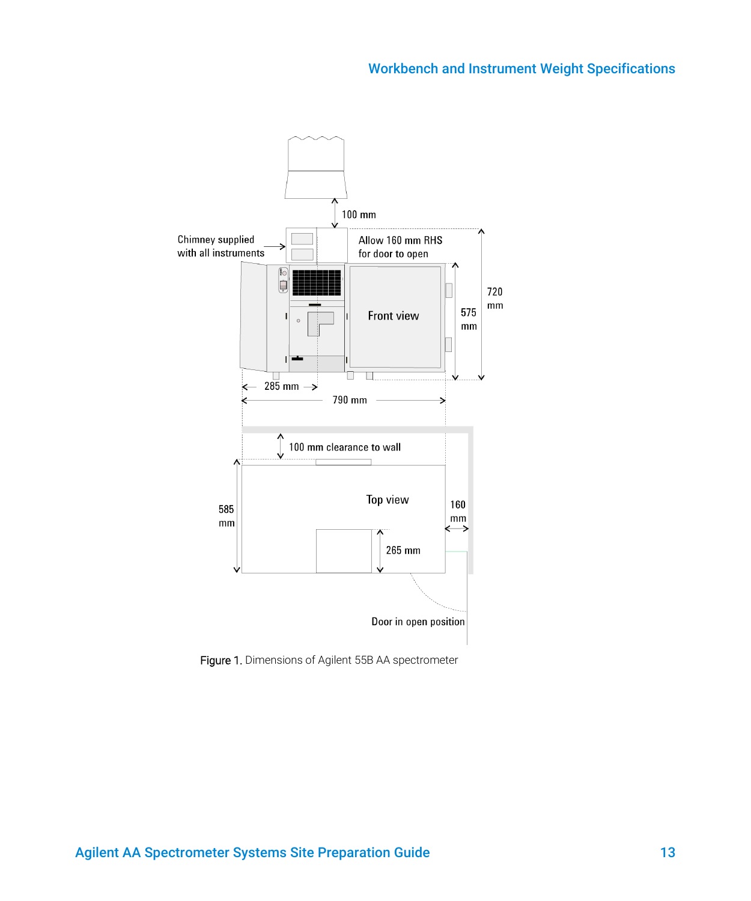Chimney supplied with all instruments

100 mm

Allow 160 mm RHS for door to open

Front view

575 mm

720 mm

285 mm

790 mm

100 mm clearance to wall

Top view

585 mm

160 mm

265 mm

Door in open position

Figure 1. Dimensions of Agilent 55B AA spectrometer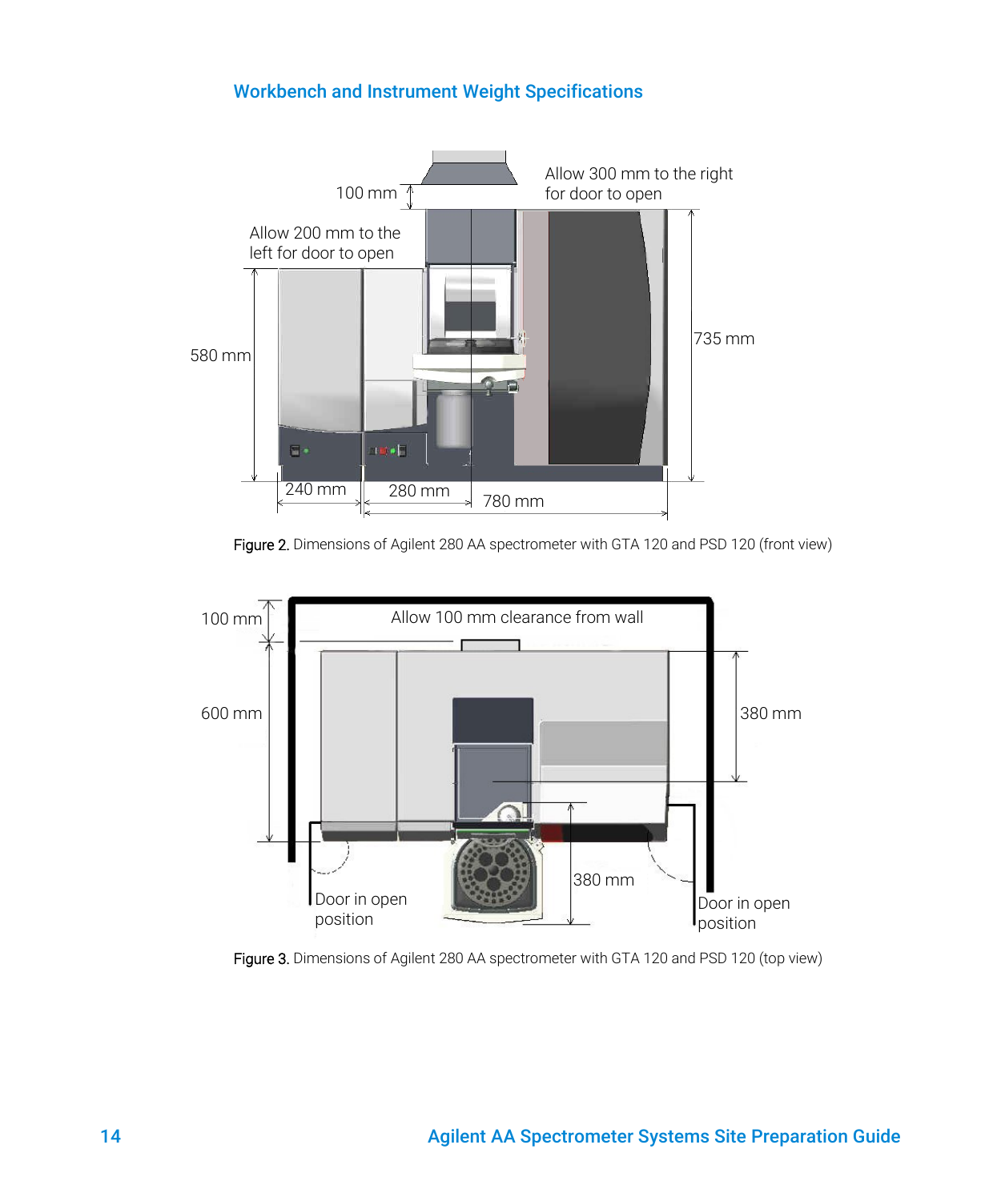## Workbench and Instrument Weight Specifications

Figure 2. Dimensions of Agilent 280 AA spectrometer with GTA 120 and PSD 120 (front view)

Figure 3. Dimensions of Agilent 280 AA spectrometer with GTA 120 and PSD 120 (top view)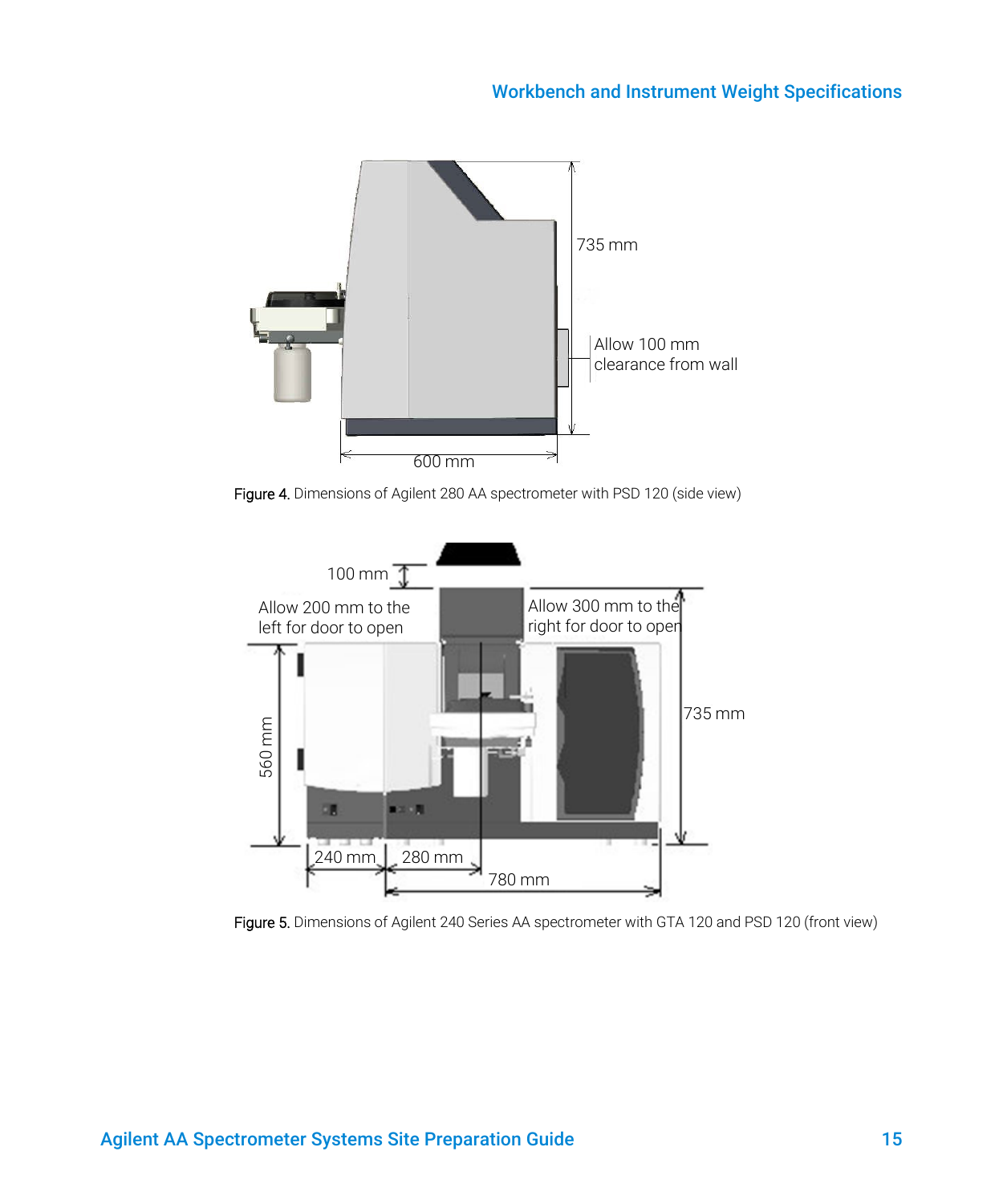Figure 4. Dimensions of Agilent 280 AA spectrometer with PSD 120 (side view)

Figure 5. Dimensions of Agilent 240 Series AA spectrometer with GTA 120 and PSD 120 (front view)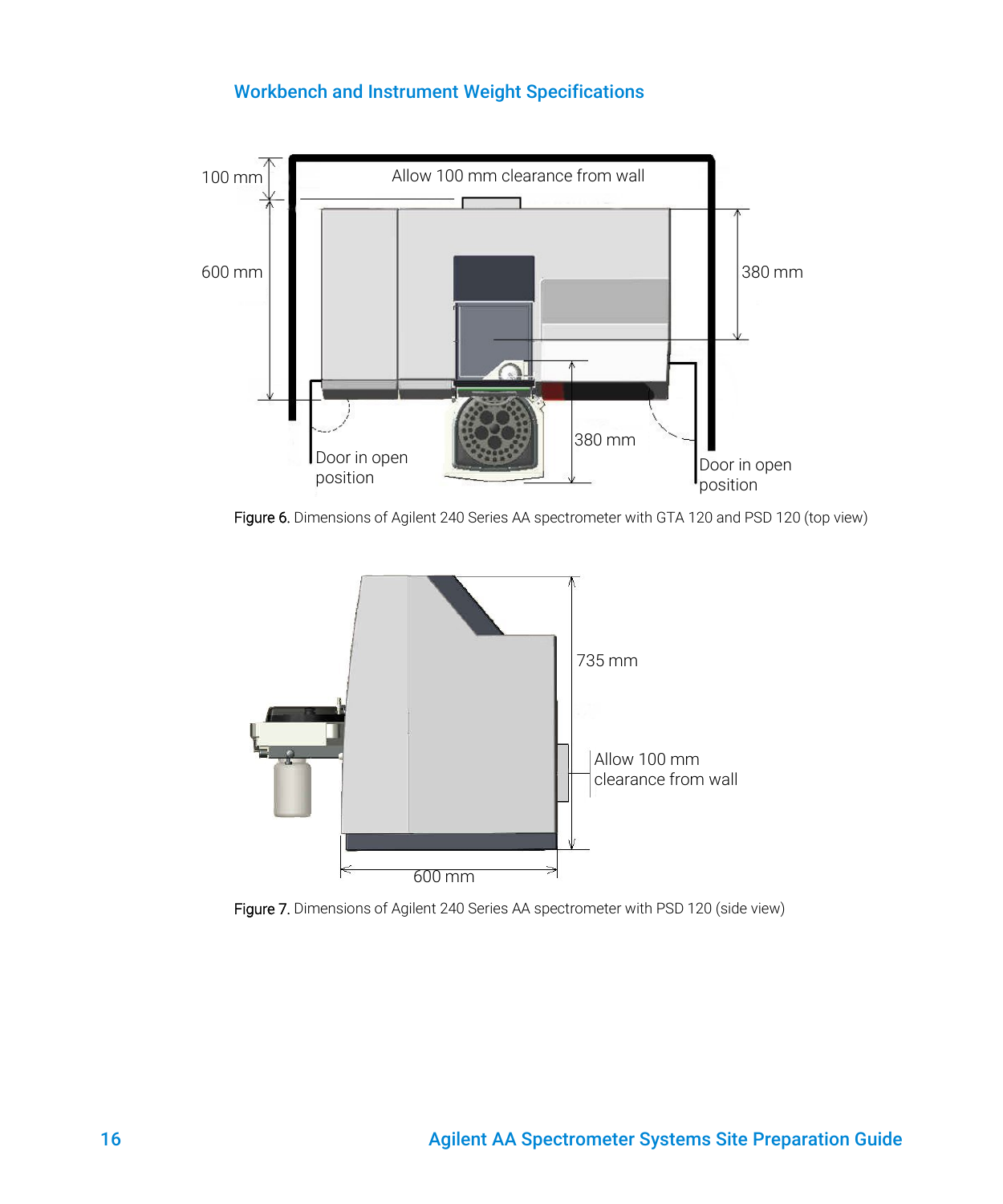### Workbench and Instrument Weight Specifications

Figure 6. Dimensions of Agilent 240 Series AA spectrometer with GTA 120 and PSD 120 (top view)

Figure 7. Dimensions of Agilent 240 Series AA spectrometer with PSD 120 (side view)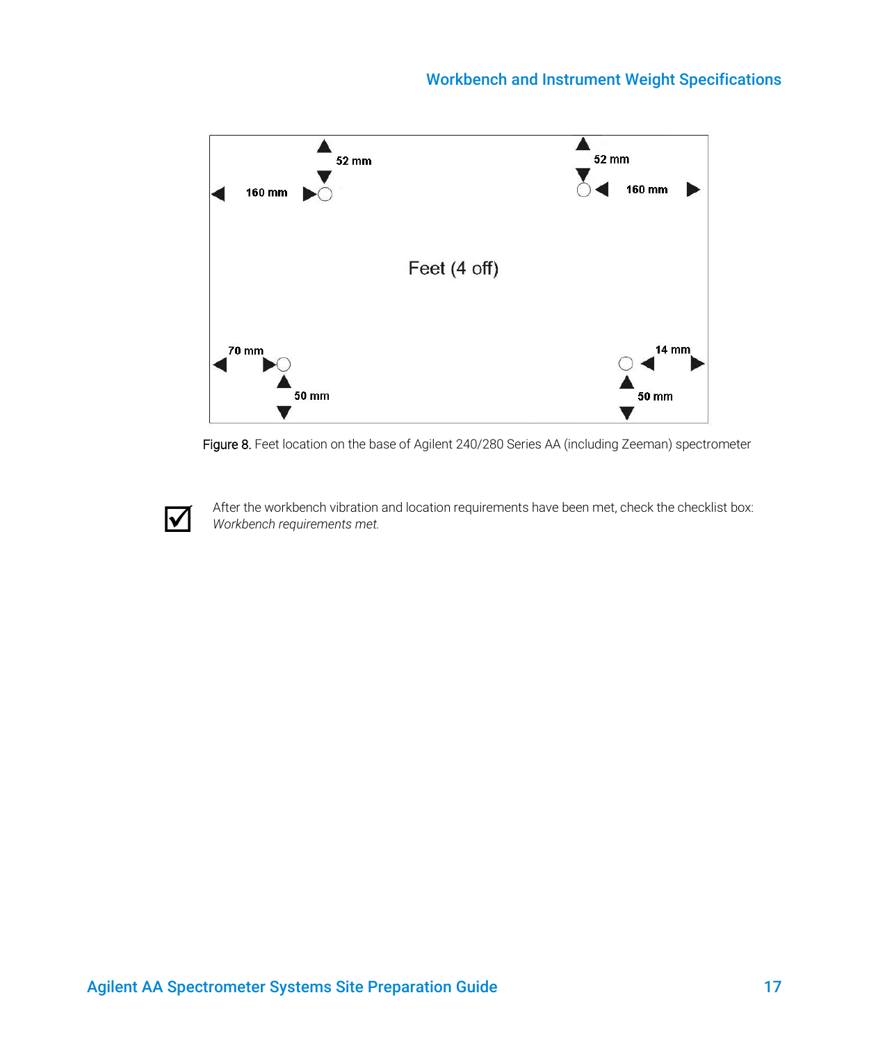52 mm

160 mm

52 mm

160 mm

Feet (4 off)

70 mm

50 mm

14 mm

50 mm

Figure 8. Feet location on the base of Agilent 240/280 Series AA (including Zeeman) spectrometer

☑ After the workbench vibration and location requirements have been met, check the checklist box: *Workbench requirements met.*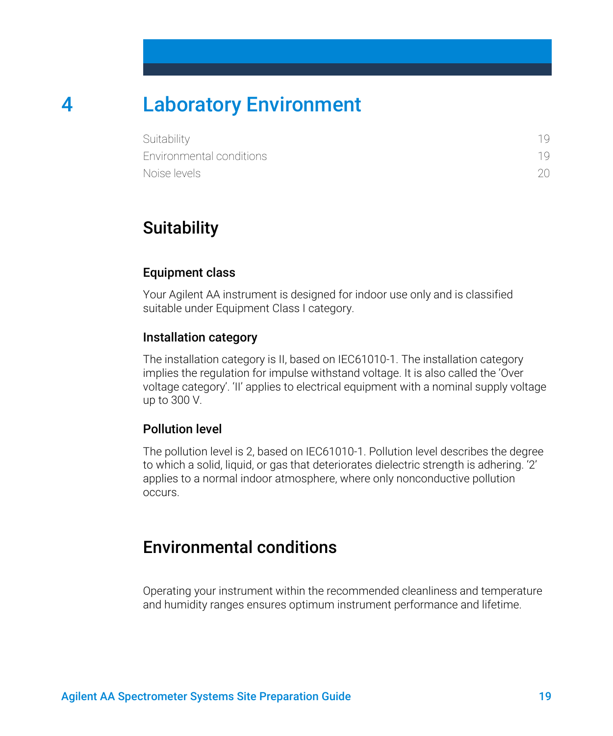# 4 Laboratory Environment

Suitability 19
Environmental conditions 19
Noise levels 20

## Suitability

### Equipment class

Your Agilent AA instrument is designed for indoor use only and is classified suitable under Equipment Class I category.

### Installation category

The installation category is II, based on IEC61010-1. The installation category implies the regulation for impulse withstand voltage. It is also called the 'Over voltage category'. 'II' applies to electrical equipment with a nominal supply voltage up to 300 V.

### Pollution level

The pollution level is 2, based on IEC61010-1. Pollution level describes the degree to which a solid, liquid, or gas that deteriorates dielectric strength is adhering. '2' applies to a normal indoor atmosphere, where only nonconductive pollution occurs.

## Environmental conditions

Operating your instrument within the recommended cleanliness and temperature and humidity ranges ensures optimum instrument performance and lifetime.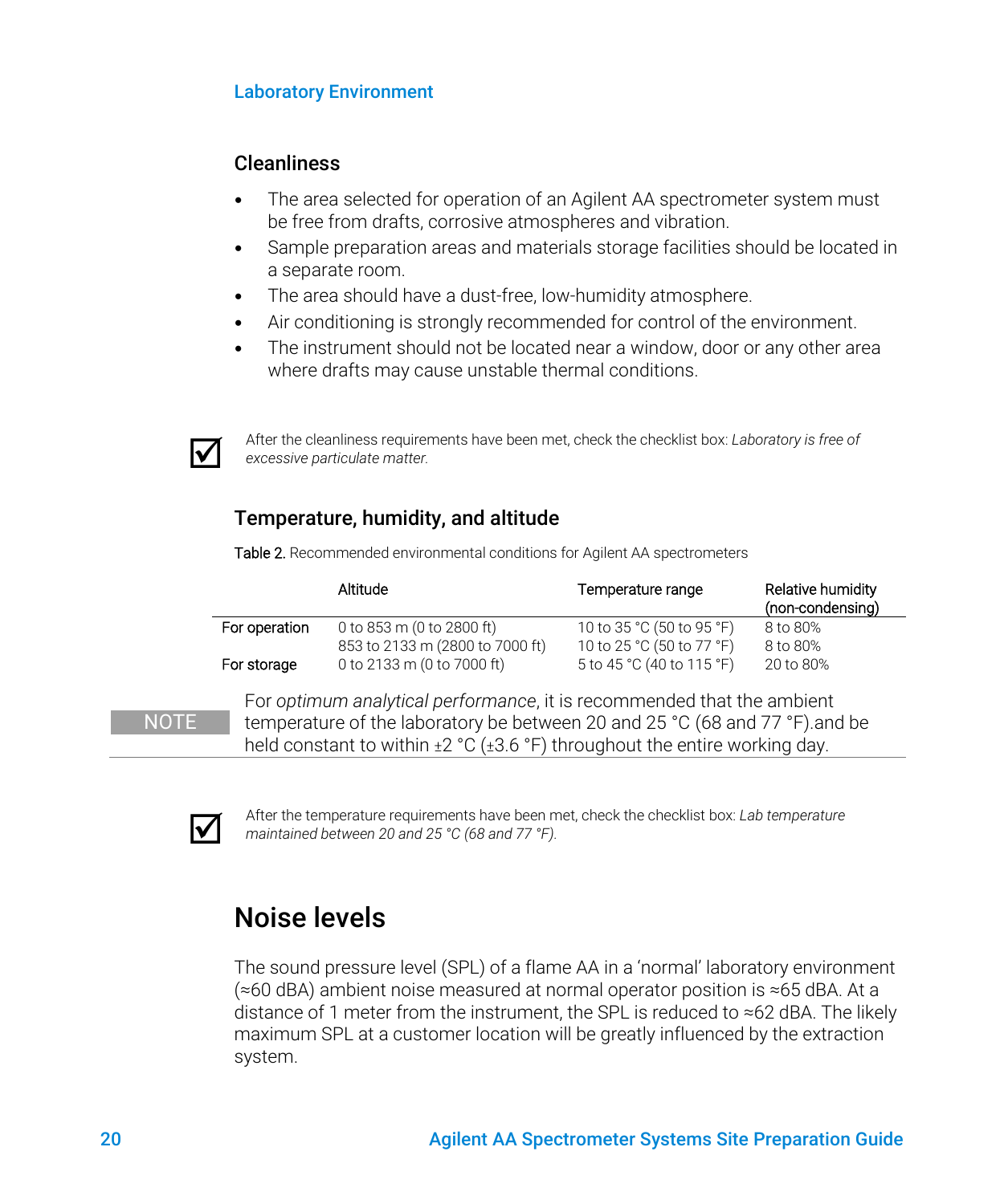Laboratory Environment

### Cleanliness

- The area selected for operation of an Agilent AA spectrometer system must be free from drafts, corrosive atmospheres and vibration.
- Sample preparation areas and materials storage facilities should be located in a separate room.
- The area should have a dust-free, low-humidity atmosphere.
- Air conditioning is strongly recommended for control of the environment.
- The instrument should not be located near a window, door or any other area where drafts may cause unstable thermal conditions.

☑ After the cleanliness requirements have been met, check the checklist box: *Laboratory is free of excessive particulate matter.*

### Temperature, humidity, and altitude

**Table 2.** Recommended environmental conditions for Agilent AA spectrometers

| | Altitude | Temperature range | Relative humidity (non-condensing) |
|---|---|---|---|
| For operation | 0 to 853 m (0 to 2800 ft) | 10 to 35 °C (50 to 95 °F) | 8 to 80% |
| | 853 to 2133 m (2800 to 7000 ft) | 10 to 25 °C (50 to 77 °F) | 8 to 80% |
| For storage | 0 to 2133 m (0 to 7000 ft) | 5 to 45 °C (40 to 115 °F) | 20 to 80% |

**NOTE** For *optimum analytical performance*, it is recommended that the ambient temperature of the laboratory be between 20 and 25 °C (68 and 77 °F).and be held constant to within ±2 °C (±3.6 °F) throughout the entire working day.

☑ After the temperature requirements have been met, check the checklist box: *Lab temperature maintained between 20 and 25 °C (68 and 77 °F).*

## Noise levels

The sound pressure level (SPL) of a flame AA in a 'normal' laboratory environment (≈60 dBA) ambient noise measured at normal operator position is ≈65 dBA. At a distance of 1 meter from the instrument, the SPL is reduced to ≈62 dBA. The likely maximum SPL at a customer location will be greatly influenced by the extraction system.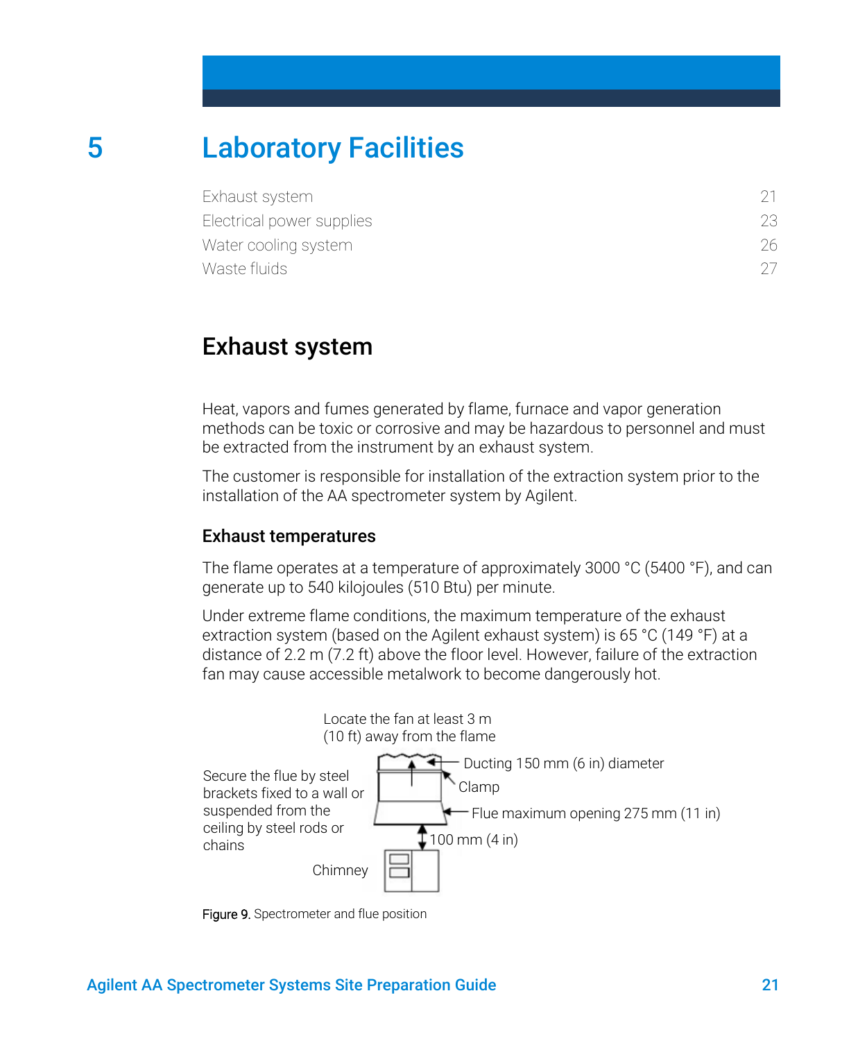# 5 Laboratory Facilities

Exhaust system 21
Electrical power supplies 23
Water cooling system 26
Waste fluids 27

## Exhaust system

Heat, vapors and fumes generated by flame, furnace and vapor generation methods can be toxic or corrosive and may be hazardous to personnel and must be extracted from the instrument by an exhaust system.

The customer is responsible for installation of the extraction system prior to the installation of the AA spectrometer system by Agilent.

### Exhaust temperatures

The flame operates at a temperature of approximately 3000 °C (5400 °F), and can generate up to 540 kilojoules (510 Btu) per minute.

Under extreme flame conditions, the maximum temperature of the exhaust extraction system (based on the Agilent exhaust system) is 65 °C (149 °F) at a distance of 2.2 m (7.2 ft) above the floor level. However, failure of the extraction fan may cause accessible metalwork to become dangerously hot.

Locate the fan at least 3 m (10 ft) away from the flame

Ducting 150 mm (6 in) diameter

Clamp

Flue maximum opening 275 mm (11 in)

100 mm (4 in)

Secure the flue by steel brackets fixed to a wall or suspended from the ceiling by steel rods or chains

Chimney

Figure 9. Spectrometer and flue position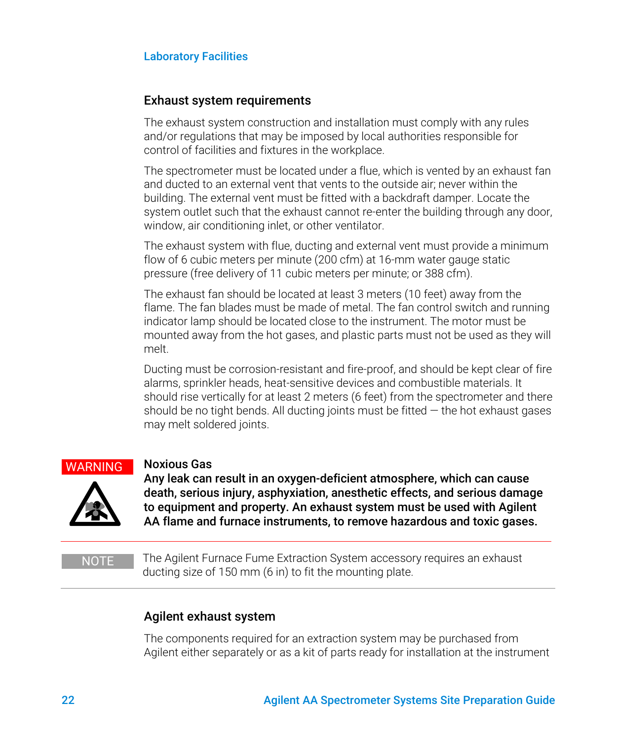## Exhaust system requirements

The exhaust system construction and installation must comply with any rules and/or regulations that may be imposed by local authorities responsible for control of facilities and fixtures in the workplace.

The spectrometer must be located under a flue, which is vented by an exhaust fan and ducted to an external vent that vents to the outside air; never within the building. The external vent must be fitted with a backdraft damper. Locate the system outlet such that the exhaust cannot re-enter the building through any door, window, air conditioning inlet, or other ventilator.

The exhaust system with flue, ducting and external vent must provide a minimum flow of 6 cubic meters per minute (200 cfm) at 16-mm water gauge static pressure (free delivery of 11 cubic meters per minute; or 388 cfm).

The exhaust fan should be located at least 3 meters (10 feet) away from the flame. The fan blades must be made of metal. The fan control switch and running indicator lamp should be located close to the instrument. The motor must be mounted away from the hot gases, and plastic parts must not be used as they will melt.

Ducting must be corrosion-resistant and fire-proof, and should be kept clear of fire alarms, sprinkler heads, heat-sensitive devices and combustible materials. It should rise vertically for at least 2 meters (6 feet) from the spectrometer and there should be no tight bends. All ducting joints must be fitted — the hot exhaust gases may melt soldered joints.

**WARNING**

**Noxious Gas**
**Any leak can result in an oxygen-deficient atmosphere, which can cause death, serious injury, asphyxiation, anesthetic effects, and serious damage to equipment and property. An exhaust system must be used with Agilent AA flame and furnace instruments, to remove hazardous and toxic gases.**

**NOTE** The Agilent Furnace Fume Extraction System accessory requires an exhaust ducting size of 150 mm (6 in) to fit the mounting plate.

## Agilent exhaust system

The components required for an extraction system may be purchased from Agilent either separately or as a kit of parts ready for installation at the instrument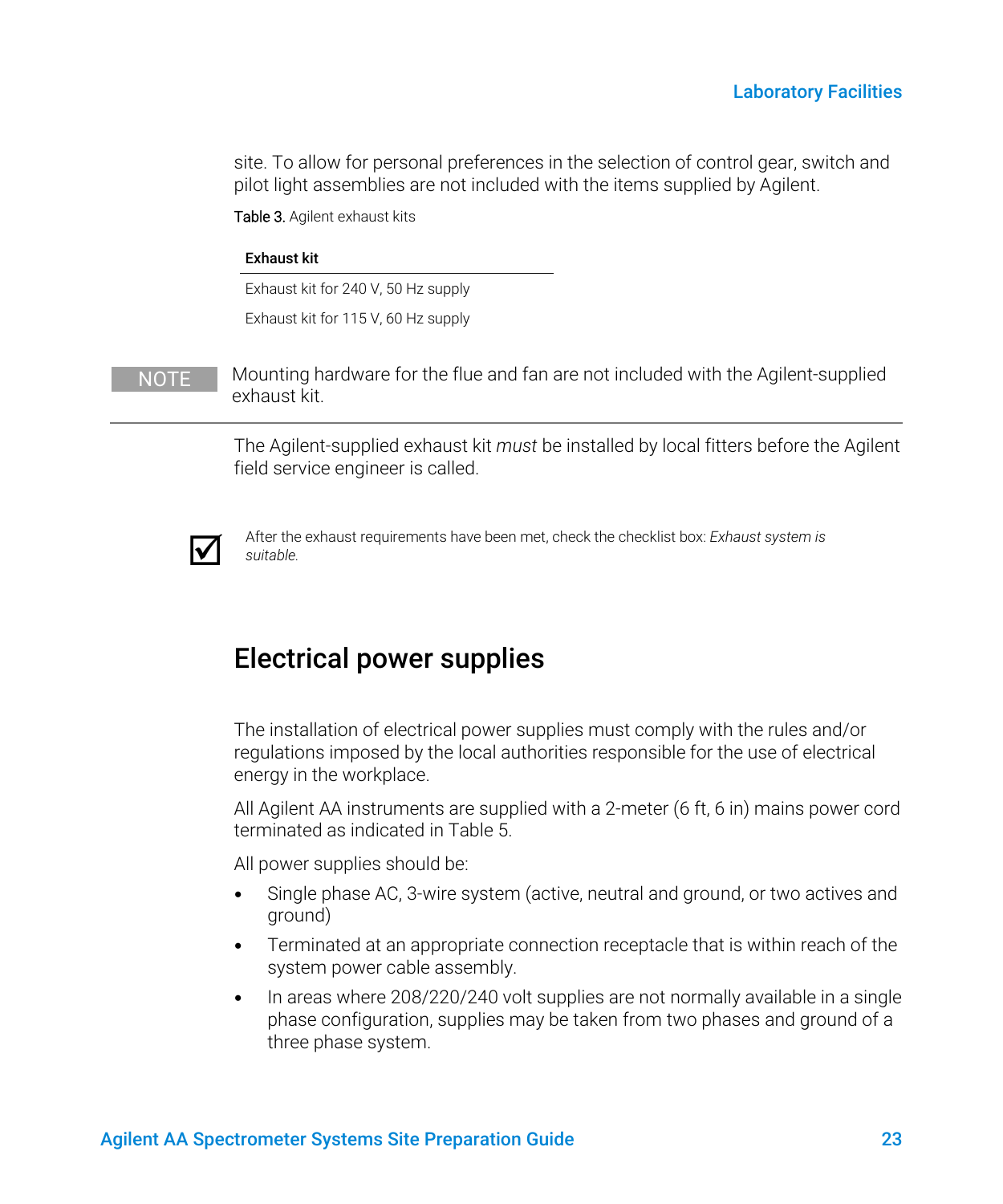site. To allow for personal preferences in the selection of control gear, switch and pilot light assemblies are not included with the items supplied by Agilent.

Table 3. Agilent exhaust kits

| Exhaust kit |
| --- |
| Exhaust kit for 240 V, 50 Hz supply |
| Exhaust kit for 115 V, 60 Hz supply |

NOTE Mounting hardware for the flue and fan are not included with the Agilent-supplied exhaust kit.

The Agilent-supplied exhaust kit *must* be installed by local fitters before the Agilent field service engineer is called.

☑ After the exhaust requirements have been met, check the checklist box: *Exhaust system is suitable.*

## Electrical power supplies

The installation of electrical power supplies must comply with the rules and/or regulations imposed by the local authorities responsible for the use of electrical energy in the workplace.

All Agilent AA instruments are supplied with a 2-meter (6 ft, 6 in) mains power cord terminated as indicated in Table 5.

All power supplies should be:

- Single phase AC, 3-wire system (active, neutral and ground, or two actives and ground)
- Terminated at an appropriate connection receptacle that is within reach of the system power cable assembly.
- In areas where 208/220/240 volt supplies are not normally available in a single phase configuration, supplies may be taken from two phases and ground of a three phase system.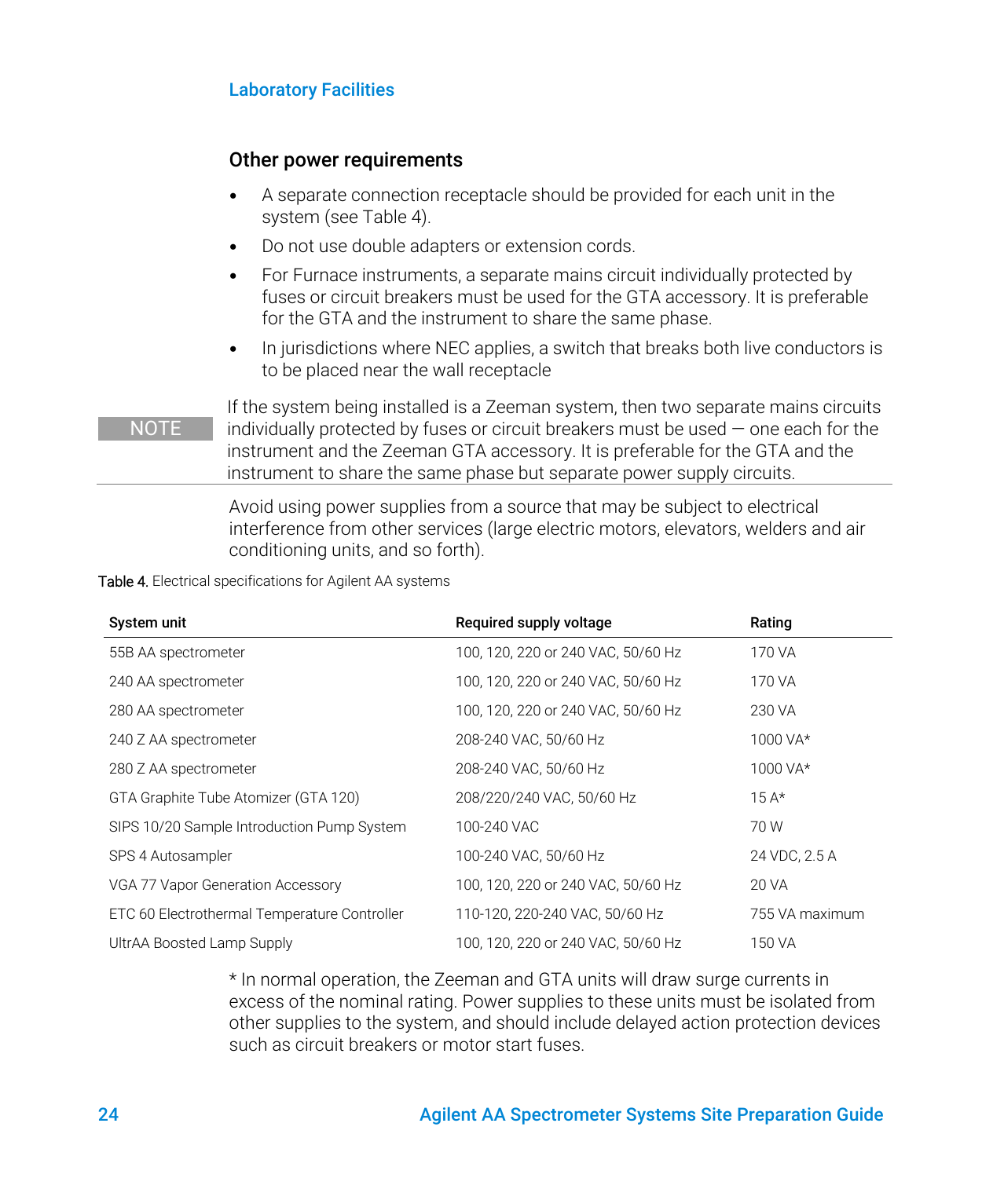## Other power requirements

- A separate connection receptacle should be provided for each unit in the system (see Table 4).
- Do not use double adapters or extension cords.
- For Furnace instruments, a separate mains circuit individually protected by fuses or circuit breakers must be used for the GTA accessory. It is preferable for the GTA and the instrument to share the same phase.
- In jurisdictions where NEC applies, a switch that breaks both live conductors is to be placed near the wall receptacle

**NOTE** If the system being installed is a Zeeman system, then two separate mains circuits individually protected by fuses or circuit breakers must be used — one each for the instrument and the Zeeman GTA accessory. It is preferable for the GTA and the instrument to share the same phase but separate power supply circuits.

Avoid using power supplies from a source that may be subject to electrical interference from other services (large electric motors, elevators, welders and air conditioning units, and so forth).

Table 4. Electrical specifications for Agilent AA systems

| System unit | Required supply voltage | Rating |
|---|---|---|
| 55B AA spectrometer | 100, 120, 220 or 240 VAC, 50/60 Hz | 170 VA |
| 240 AA spectrometer | 100, 120, 220 or 240 VAC, 50/60 Hz | 170 VA |
| 280 AA spectrometer | 100, 120, 220 or 240 VAC, 50/60 Hz | 230 VA |
| 240 Z AA spectrometer | 208-240 VAC, 50/60 Hz | 1000 VA* |
| 280 Z AA spectrometer | 208-240 VAC, 50/60 Hz | 1000 VA* |
| GTA Graphite Tube Atomizer (GTA 120) | 208/220/240 VAC, 50/60 Hz | 15 A* |
| SIPS 10/20 Sample Introduction Pump System | 100-240 VAC | 70 W |
| SPS 4 Autosampler | 100-240 VAC, 50/60 Hz | 24 VDC, 2.5 A |
| VGA 77 Vapor Generation Accessory | 100, 120, 220 or 240 VAC, 50/60 Hz | 20 VA |
| ETC 60 Electrothermal Temperature Controller | 110-120, 220-240 VAC, 50/60 Hz | 755 VA maximum |
| UltrAA Boosted Lamp Supply | 100, 120, 220 or 240 VAC, 50/60 Hz | 150 VA |

* In normal operation, the Zeeman and GTA units will draw surge currents in excess of the nominal rating. Power supplies to these units must be isolated from other supplies to the system, and should include delayed action protection devices such as circuit breakers or motor start fuses.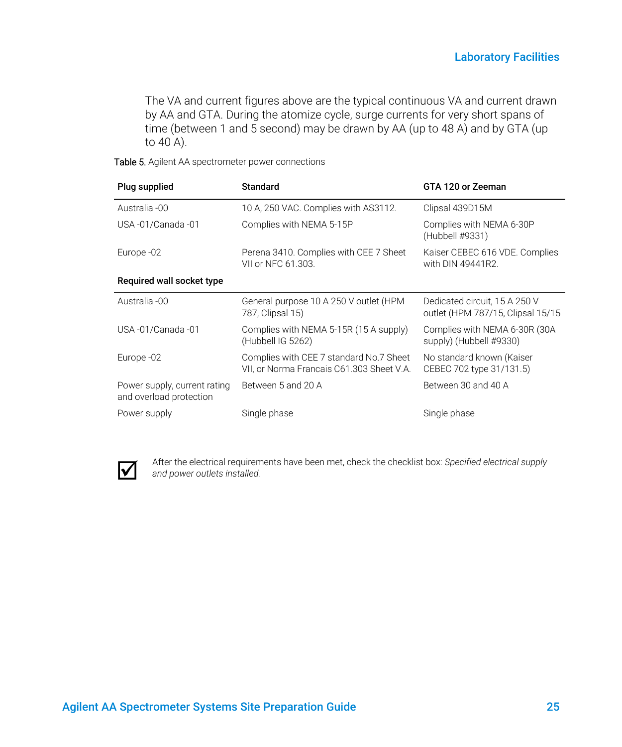The VA and current figures above are the typical continuous VA and current drawn by AA and GTA. During the atomize cycle, surge currents for very short spans of time (between 1 and 5 second) may be drawn by AA (up to 48 A) and by GTA (up to 40 A).

Table 5. Agilent AA spectrometer power connections

| Plug supplied | Standard | GTA 120 or Zeeman |
| --- | --- | --- |
| Australia -00 | 10 A, 250 VAC. Complies with AS3112. | Clipsal 439D15M |
| USA -01/Canada -01 | Complies with NEMA 5-15P | Complies with NEMA 6-30P (Hubbell #9331) |
| Europe -02 | Perena 3410. Complies with CEE 7 Sheet VII or NFC 61.303. | Kaiser CEBEC 616 VDE. Complies with DIN 49441R2. |
| **Required wall socket type** | | |
| Australia -00 | General purpose 10 A 250 V outlet (HPM 787, Clipsal 15) | Dedicated circuit, 15 A 250 V outlet (HPM 787/15, Clipsal 15/15 |
| USA -01/Canada -01 | Complies with NEMA 5-15R (15 A supply) (Hubbell IG 5262) | Complies with NEMA 6-30R (30A supply) (Hubbell #9330) |
| Europe -02 | Complies with CEE 7 standard No.7 Sheet VII, or Norma Francais C61.303 Sheet V.A. | No standard known (Kaiser CEBEC 702 type 31/131.5) |
| Power supply, current rating and overload protection | Between 5 and 20 A | Between 30 and 40 A |
| Power supply | Single phase | Single phase |

☑ After the electrical requirements have been met, check the checklist box: *Specified electrical supply and power outlets installed.*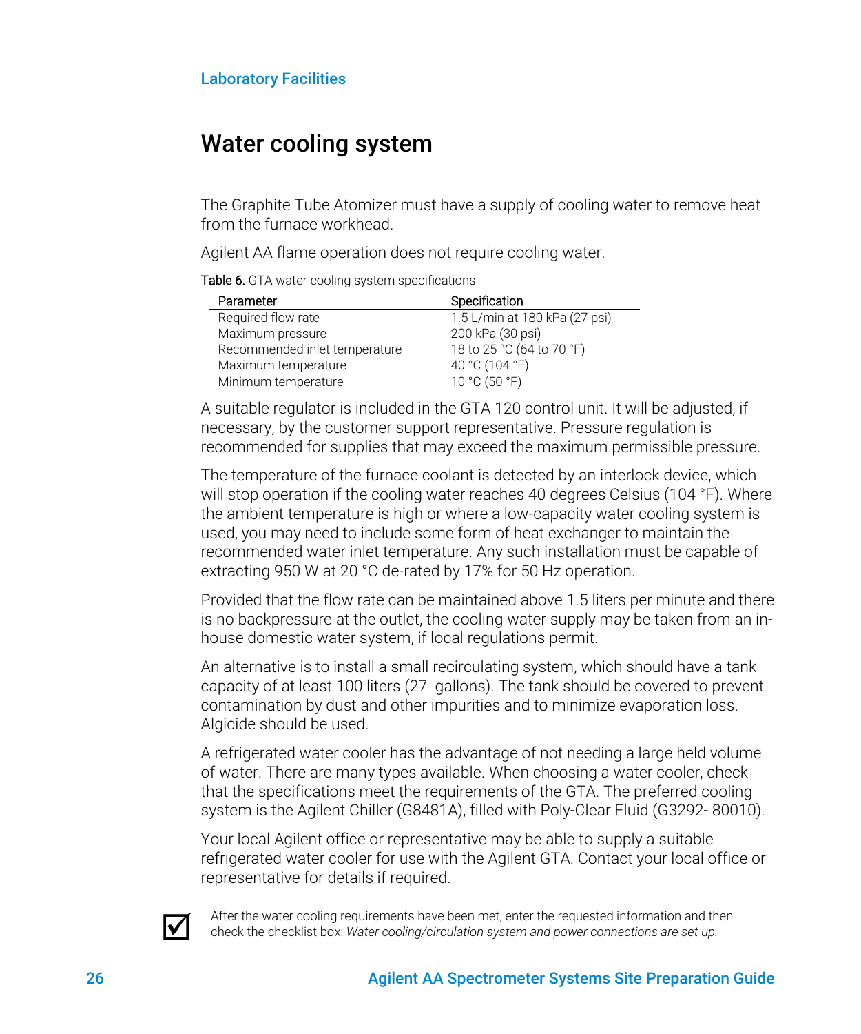## Water cooling system

The Graphite Tube Atomizer must have a supply of cooling water to remove heat from the furnace workhead.

Agilent AA flame operation does not require cooling water.

**Table 6.** GTA water cooling system specifications

| Parameter | Specification |
|---|---|
| Required flow rate | 1.5 L/min at 180 kPa (27 psi) |
| Maximum pressure | 200 kPa (30 psi) |
| Recommended inlet temperature | 18 to 25 °C (64 to 70 °F) |
| Maximum temperature | 40 °C (104 °F) |
| Minimum temperature | 10 °C (50 °F) |

A suitable regulator is included in the GTA 120 control unit. It will be adjusted, if necessary, by the customer support representative. Pressure regulation is recommended for supplies that may exceed the maximum permissible pressure.

The temperature of the furnace coolant is detected by an interlock device, which will stop operation if the cooling water reaches 40 degrees Celsius (104 °F). Where the ambient temperature is high or where a low-capacity water cooling system is used, you may need to include some form of heat exchanger to maintain the recommended water inlet temperature. Any such installation must be capable of extracting 950 W at 20 °C de-rated by 17% for 50 Hz operation.

Provided that the flow rate can be maintained above 1.5 liters per minute and there is no backpressure at the outlet, the cooling water supply may be taken from an in-house domestic water system, if local regulations permit.

An alternative is to install a small recirculating system, which should have a tank capacity of at least 100 liters (27 gallons). The tank should be covered to prevent contamination by dust and other impurities and to minimize evaporation loss. Algicide should be used.

A refrigerated water cooler has the advantage of not needing a large held volume of water. There are many types available. When choosing a water cooler, check that the specifications meet the requirements of the GTA. The preferred cooling system is the Agilent Chiller (G8481A), filled with Poly-Clear Fluid (G3292- 80010).

Your local Agilent office or representative may be able to supply a suitable refrigerated water cooler for use with the Agilent GTA. Contact your local office or representative for details if required.

☑ After the water cooling requirements have been met, enter the requested information and then check the checklist box: *Water cooling/circulation system and power connections are set up.*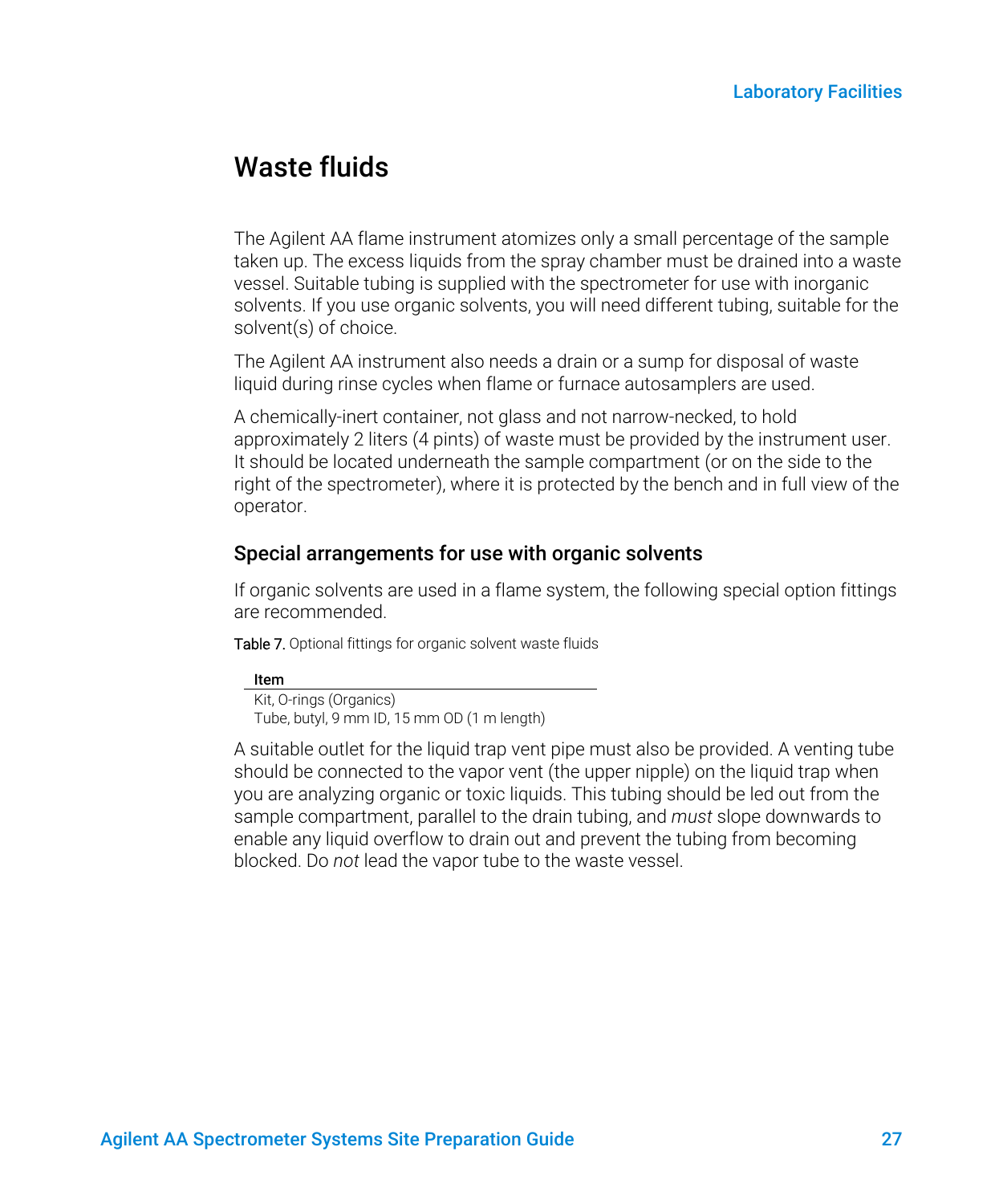# Waste fluids

The Agilent AA flame instrument atomizes only a small percentage of the sample taken up. The excess liquids from the spray chamber must be drained into a waste vessel. Suitable tubing is supplied with the spectrometer for use with inorganic solvents. If you use organic solvents, you will need different tubing, suitable for the solvent(s) of choice.

The Agilent AA instrument also needs a drain or a sump for disposal of waste liquid during rinse cycles when flame or furnace autosamplers are used.

A chemically-inert container, not glass and not narrow-necked, to hold approximately 2 liters (4 pints) of waste must be provided by the instrument user. It should be located underneath the sample compartment (or on the side to the right of the spectrometer), where it is protected by the bench and in full view of the operator.

## Special arrangements for use with organic solvents

If organic solvents are used in a flame system, the following special option fittings are recommended.

Table 7. Optional fittings for organic solvent waste fluids

| Item |
| --- |
| Kit, O-rings (Organics) |
| Tube, butyl, 9 mm ID, 15 mm OD (1 m length) |

A suitable outlet for the liquid trap vent pipe must also be provided. A venting tube should be connected to the vapor vent (the upper nipple) on the liquid trap when you are analyzing organic or toxic liquids. This tubing should be led out from the sample compartment, parallel to the drain tubing, and *must* slope downwards to enable any liquid overflow to drain out and prevent the tubing from becoming blocked. Do *not* lead the vapor tube to the waste vessel.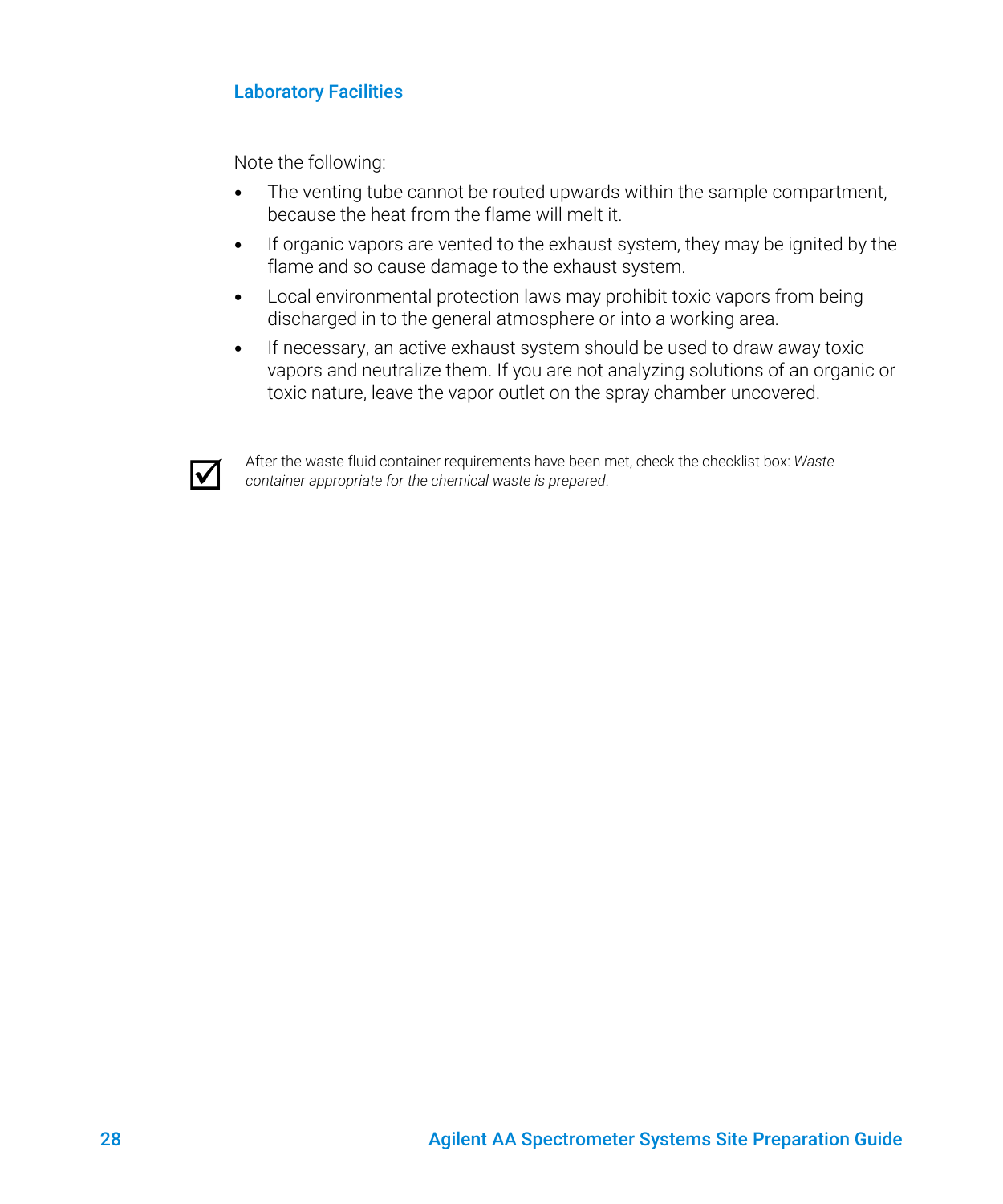Note the following:

- The venting tube cannot be routed upwards within the sample compartment, because the heat from the flame will melt it.
- If organic vapors are vented to the exhaust system, they may be ignited by the flame and so cause damage to the exhaust system.
- Local environmental protection laws may prohibit toxic vapors from being discharged in to the general atmosphere or into a working area.
- If necessary, an active exhaust system should be used to draw away toxic vapors and neutralize them. If you are not analyzing solutions of an organic or toxic nature, leave the vapor outlet on the spray chamber uncovered.

☑ After the waste fluid container requirements have been met, check the checklist box: *Waste container appropriate for the chemical waste is prepared*.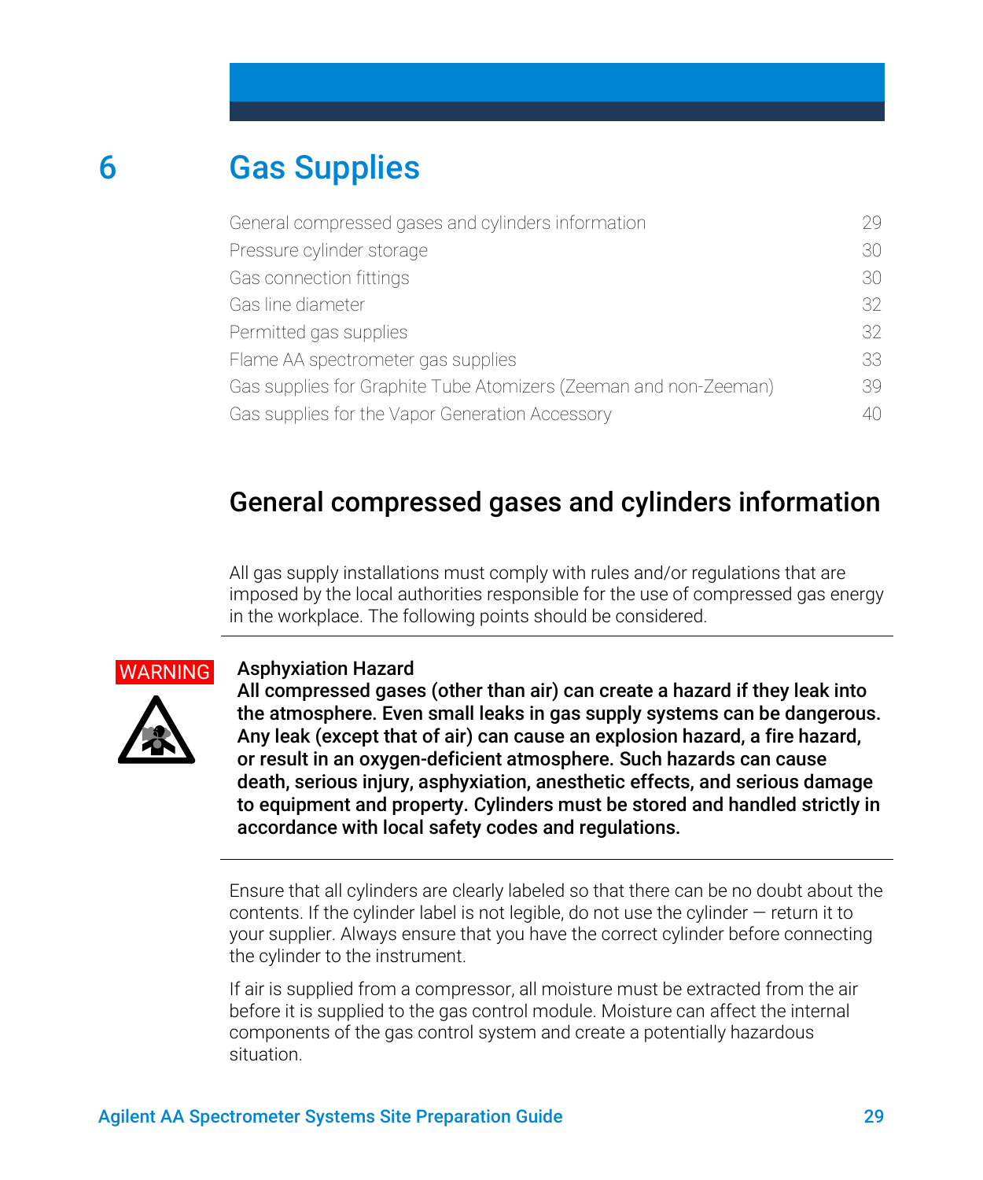# 6 Gas Supplies

| | |
|---|---|
| General compressed gases and cylinders information | 29 |
| Pressure cylinder storage | 30 |
| Gas connection fittings | 30 |
| Gas line diameter | 32 |
| Permitted gas supplies | 32 |
| Flame AA spectrometer gas supplies | 33 |
| Gas supplies for Graphite Tube Atomizers (Zeeman and non-Zeeman) | 39 |
| Gas supplies for the Vapor Generation Accessory | 40 |

## General compressed gases and cylinders information

All gas supply installations must comply with rules and/or regulations that are imposed by the local authorities responsible for the use of compressed gas energy in the workplace. The following points should be considered.

WARNING

**Asphyxiation Hazard**

**All compressed gases (other than air) can create a hazard if they leak into the atmosphere. Even small leaks in gas supply systems can be dangerous. Any leak (except that of air) can cause an explosion hazard, a fire hazard, or result in an oxygen-deficient atmosphere. Such hazards can cause death, serious injury, asphyxiation, anesthetic effects, and serious damage to equipment and property. Cylinders must be stored and handled strictly in accordance with local safety codes and regulations.**

Ensure that all cylinders are clearly labeled so that there can be no doubt about the contents. If the cylinder label is not legible, do not use the cylinder — return it to your supplier. Always ensure that you have the correct cylinder before connecting the cylinder to the instrument.

If air is supplied from a compressor, all moisture must be extracted from the air before it is supplied to the gas control module. Moisture can affect the internal components of the gas control system and create a potentially hazardous situation.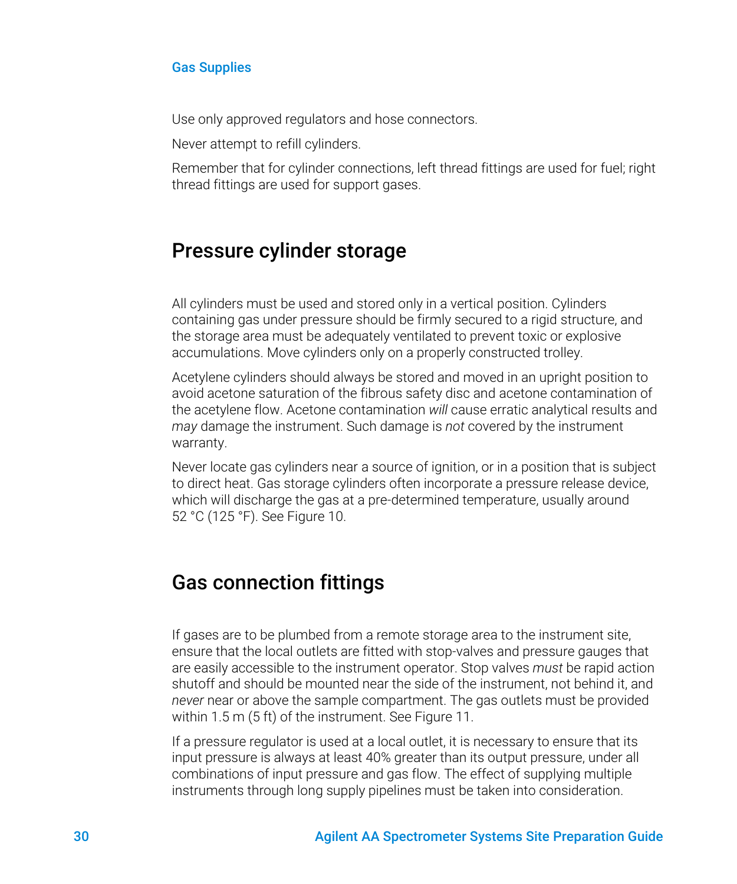Use only approved regulators and hose connectors.

Never attempt to refill cylinders.

Remember that for cylinder connections, left thread fittings are used for fuel; right thread fittings are used for support gases.

## Pressure cylinder storage

All cylinders must be used and stored only in a vertical position. Cylinders containing gas under pressure should be firmly secured to a rigid structure, and the storage area must be adequately ventilated to prevent toxic or explosive accumulations. Move cylinders only on a properly constructed trolley.

Acetylene cylinders should always be stored and moved in an upright position to avoid acetone saturation of the fibrous safety disc and acetone contamination of the acetylene flow. Acetone contamination *will* cause erratic analytical results and *may* damage the instrument. Such damage is *not* covered by the instrument warranty.

Never locate gas cylinders near a source of ignition, or in a position that is subject to direct heat. Gas storage cylinders often incorporate a pressure release device, which will discharge the gas at a pre-determined temperature, usually around 52 °C (125 °F). See Figure 10.

## Gas connection fittings

If gases are to be plumbed from a remote storage area to the instrument site, ensure that the local outlets are fitted with stop-valves and pressure gauges that are easily accessible to the instrument operator. Stop valves *must* be rapid action shutoff and should be mounted near the side of the instrument, not behind it, and *never* near or above the sample compartment. The gas outlets must be provided within 1.5 m (5 ft) of the instrument. See Figure 11.

If a pressure regulator is used at a local outlet, it is necessary to ensure that its input pressure is always at least 40% greater than its output pressure, under all combinations of input pressure and gas flow. The effect of supplying multiple instruments through long supply pipelines must be taken into consideration.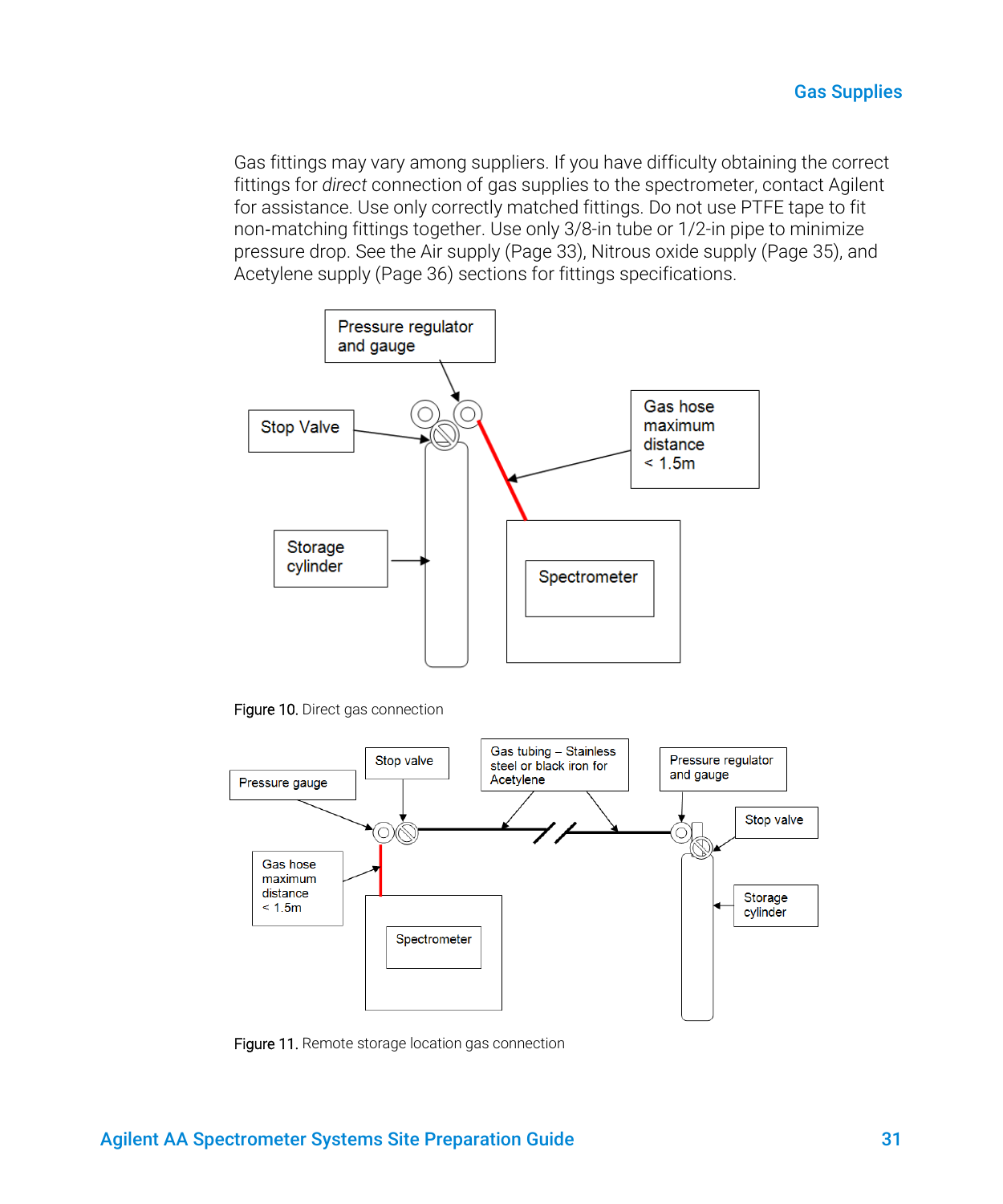Gas fittings may vary among suppliers. If you have difficulty obtaining the correct fittings for *direct* connection of gas supplies to the spectrometer, contact Agilent for assistance. Use only correctly matched fittings. Do not use PTFE tape to fit non-matching fittings together. Use only 3/8-in tube or 1/2-in pipe to minimize pressure drop. See the Air supply (Page 33), Nitrous oxide supply (Page 35), and Acetylene supply (Page 36) sections for fittings specifications.

Figure 10. Direct gas connection

Figure 11. Remote storage location gas connection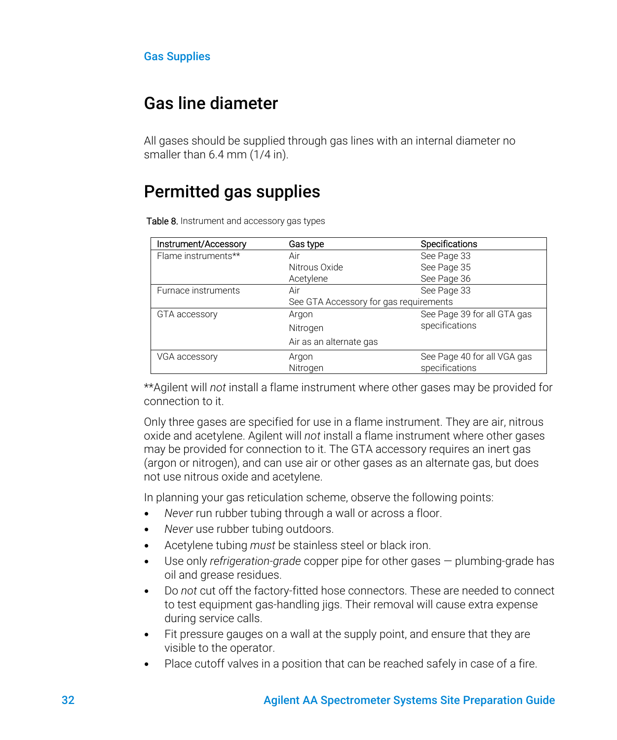## Gas line diameter

All gases should be supplied through gas lines with an internal diameter no smaller than 6.4 mm (1/4 in).

## Permitted gas supplies

Table 8. Instrument and accessory gas types

| Instrument/Accessory | Gas type | Specifications |
|---|---|---|
| Flame instruments** | Air<br>Nitrous Oxide<br>Acetylene | See Page 33<br>See Page 35<br>See Page 36 |
| Furnace instruments | Air<br>See GTA Accessory for gas requirements | See Page 33 |
| GTA accessory | Argon<br>Nitrogen<br>Air as an alternate gas | See Page 39 for all GTA gas specifications |
| VGA accessory | Argon<br>Nitrogen | See Page 40 for all VGA gas specifications |

**Agilent will *not* install a flame instrument where other gases may be provided for connection to it.

Only three gases are specified for use in a flame instrument. They are air, nitrous oxide and acetylene. Agilent will *not* install a flame instrument where other gases may be provided for connection to it. The GTA accessory requires an inert gas (argon or nitrogen), and can use air or other gases as an alternate gas, but does not use nitrous oxide and acetylene.

In planning your gas reticulation scheme, observe the following points:

- *Never* run rubber tubing through a wall or across a floor.
- *Never* use rubber tubing outdoors.
- Acetylene tubing *must* be stainless steel or black iron.
- Use only *refrigeration-grade* copper pipe for other gases — plumbing-grade has oil and grease residues.
- Do *not* cut off the factory-fitted hose connectors. These are needed to connect to test equipment gas-handling jigs. Their removal will cause extra expense during service calls.
- Fit pressure gauges on a wall at the supply point, and ensure that they are visible to the operator.
- Place cutoff valves in a position that can be reached safely in case of a fire.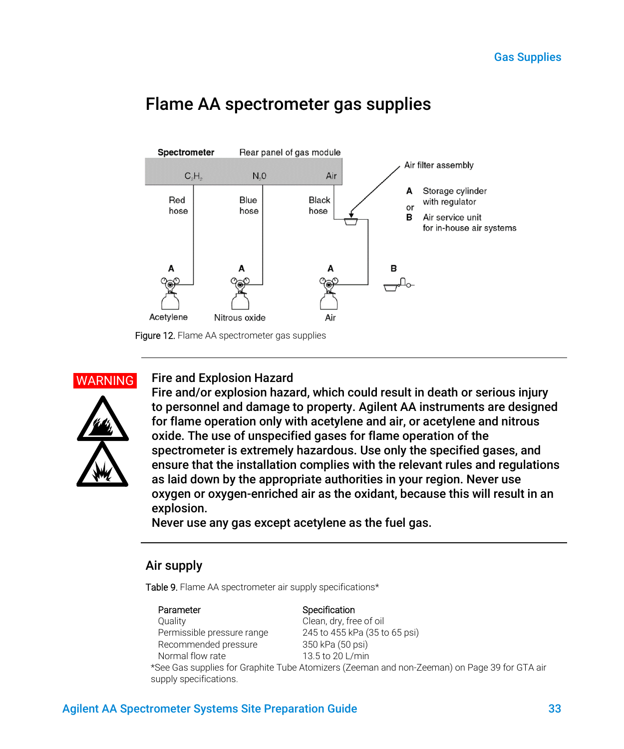# Flame AA spectrometer gas supplies

Figure 12. Flame AA spectrometer gas supplies

**WARNING**

**Fire and Explosion Hazard**

**Fire and/or explosion hazard, which could result in death or serious injury to personnel and damage to property. Agilent AA instruments are designed for flame operation only with acetylene and air, or acetylene and nitrous oxide. The use of unspecified gases for flame operation of the spectrometer is extremely hazardous. Use only the specified gases, and ensure that the installation complies with the relevant rules and regulations as laid down by the appropriate authorities in your region. Never use oxygen or oxygen-enriched air as the oxidant, because this will result in an explosion.**

**Never use any gas except acetylene as the fuel gas.**

## Air supply

Table 9. Flame AA spectrometer air supply specifications*

| Parameter | Specification |
|---|---|
| Quality | Clean, dry, free of oil |
| Permissible pressure range | 245 to 455 kPa (35 to 65 psi) |
| Recommended pressure | 350 kPa (50 psi) |
| Normal flow rate | 13.5 to 20 L/min |

*See Gas supplies for Graphite Tube Atomizers (Zeeman and non-Zeeman) on Page 39 for GTA air supply specifications.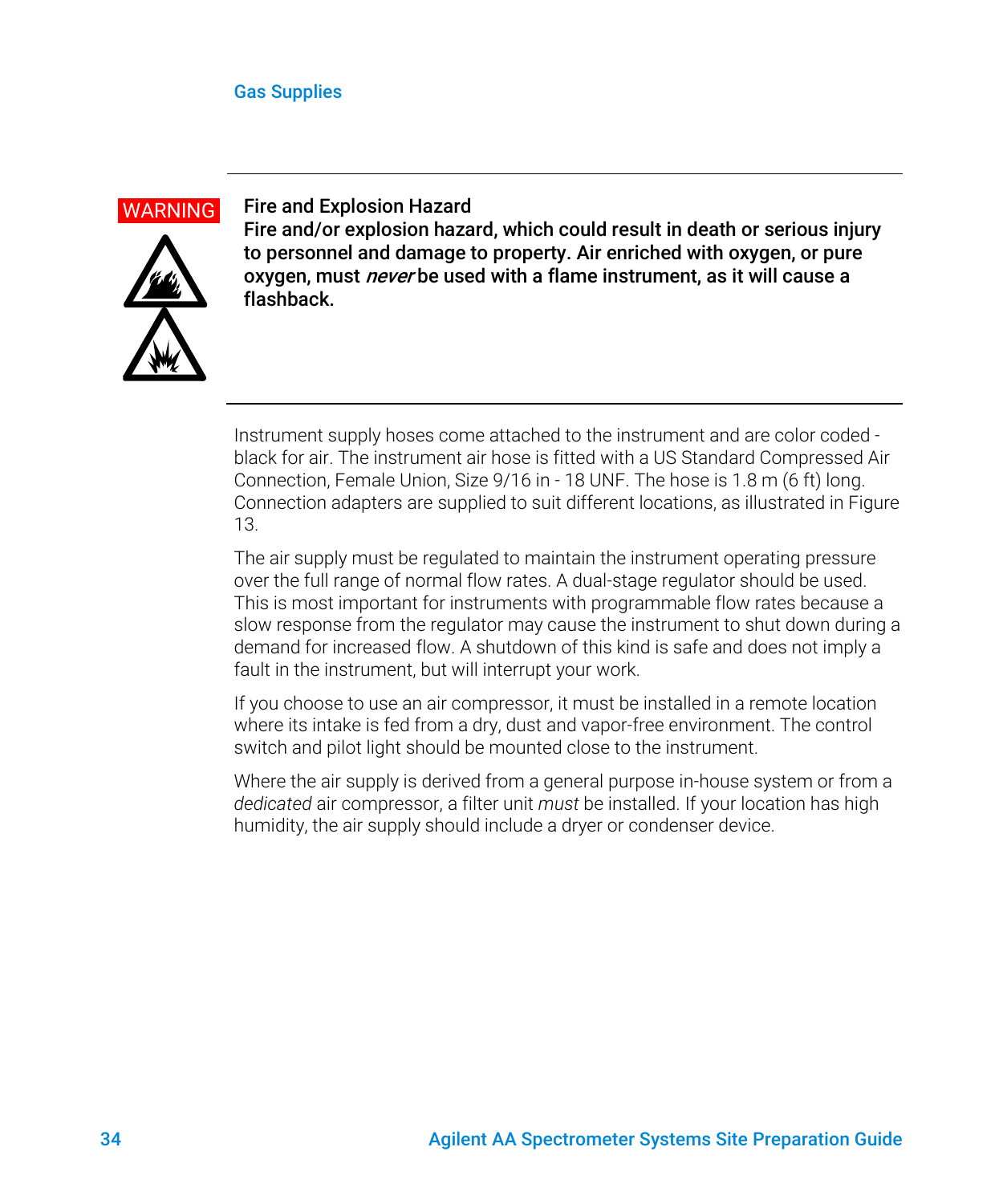**WARNING**

**Fire and Explosion Hazard**

**Fire and/or explosion hazard, which could result in death or serious injury to personnel and damage to property. Air enriched with oxygen, or pure oxygen, must *never* be used with a flame instrument, as it will cause a flashback.**

Instrument supply hoses come attached to the instrument and are color coded - black for air. The instrument air hose is fitted with a US Standard Compressed Air Connection, Female Union, Size 9/16 in - 18 UNF. The hose is 1.8 m (6 ft) long. Connection adapters are supplied to suit different locations, as illustrated in Figure 13.

The air supply must be regulated to maintain the instrument operating pressure over the full range of normal flow rates. A dual-stage regulator should be used. This is most important for instruments with programmable flow rates because a slow response from the regulator may cause the instrument to shut down during a demand for increased flow. A shutdown of this kind is safe and does not imply a fault in the instrument, but will interrupt your work.

If you choose to use an air compressor, it must be installed in a remote location where its intake is fed from a dry, dust and vapor-free environment. The control switch and pilot light should be mounted close to the instrument.

Where the air supply is derived from a general purpose in-house system or from a *dedicated* air compressor, a filter unit *must* be installed. If your location has high humidity, the air supply should include a dryer or condenser device.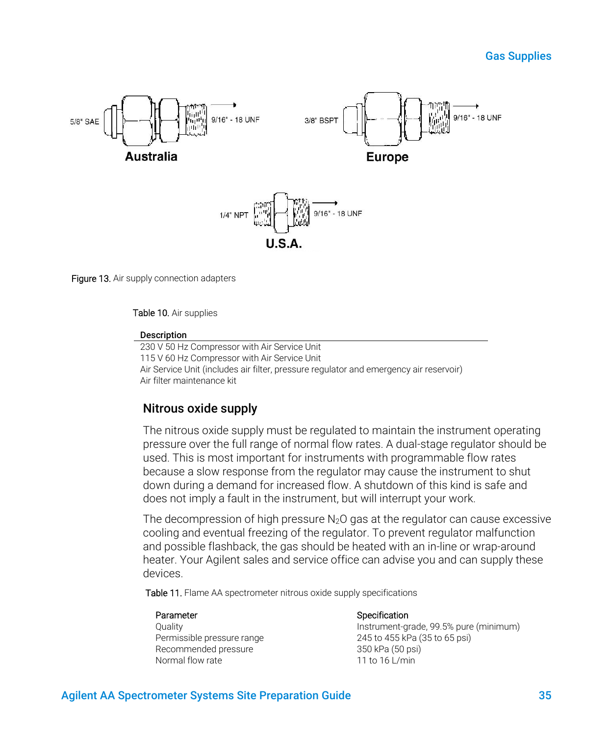5/8" SAE 9/16" - 18 UNF

**Australia**

3/8" BSPT 9/16" - 18 UNF

**Europe**

1/4" NPT 9/16" - 18 UNF

**U.S.A.**

Figure 13. Air supply connection adapters

Table 10. Air supplies

| Description |
| --- |
| 230 V 50 Hz Compressor with Air Service Unit |
| 115 V 60 Hz Compressor with Air Service Unit |
| Air Service Unit (includes air filter, pressure regulator and emergency air reservoir) |
| Air filter maintenance kit |

## Nitrous oxide supply

The nitrous oxide supply must be regulated to maintain the instrument operating pressure over the full range of normal flow rates. A dual-stage regulator should be used. This is most important for instruments with programmable flow rates because a slow response from the regulator may cause the instrument to shut down during a demand for increased flow. A shutdown of this kind is safe and does not imply a fault in the instrument, but will interrupt your work.

The decompression of high pressure $N_2O$ gas at the regulator can cause excessive cooling and eventual freezing of the regulator. To prevent regulator malfunction and possible flashback, the gas should be heated with an in-line or wrap-around heater. Your Agilent sales and service office can advise you and can supply these devices.

Table 11. Flame AA spectrometer nitrous oxide supply specifications

| Parameter | Specification |
| --- | --- |
| Quality | Instrument-grade, 99.5% pure (minimum) |
| Permissible pressure range | 245 to 455 kPa (35 to 65 psi) |
| Recommended pressure | 350 kPa (50 psi) |
| Normal flow rate | 11 to 16 L/min |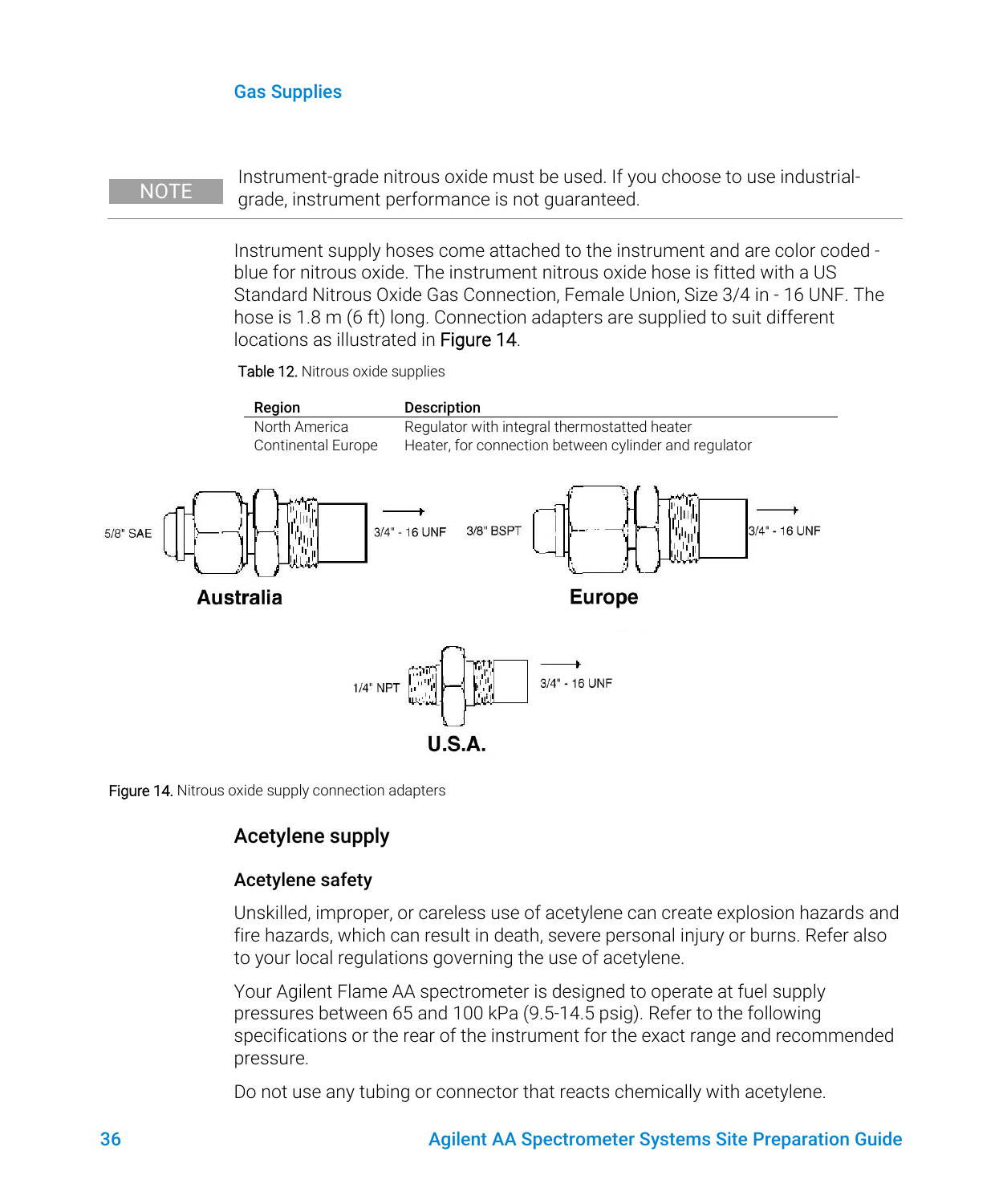## Gas Supplies

NOTE

Instrument-grade nitrous oxide must be used. If you choose to use industrial-grade, instrument performance is not guaranteed.

Instrument supply hoses come attached to the instrument and are color coded - blue for nitrous oxide. The instrument nitrous oxide hose is fitted with a US Standard Nitrous Oxide Gas Connection, Female Union, Size 3/4 in - 16 UNF. The hose is 1.8 m (6 ft) long. Connection adapters are supplied to suit different locations as illustrated in Figure 14.

Table 12. Nitrous oxide supplies

| Region | Description |
| --- | --- |
| North America | Regulator with integral thermostatted heater |
| Continental Europe | Heater, for connection between cylinder and regulator |

5/8" SAE → 3/4" - 16 UNF — **Australia**

3/8" BSPT → 3/4" - 16 UNF — **Europe**

1/4" NPT → 3/4" - 16 UNF — **U.S.A.**

Figure 14. Nitrous oxide supply connection adapters

### Acetylene supply

#### Acetylene safety

Unskilled, improper, or careless use of acetylene can create explosion hazards and fire hazards, which can result in death, severe personal injury or burns. Refer also to your local regulations governing the use of acetylene.

Your Agilent Flame AA spectrometer is designed to operate at fuel supply pressures between 65 and 100 kPa (9.5-14.5 psig). Refer to the following specifications or the rear of the instrument for the exact range and recommended pressure.

Do not use any tubing or connector that reacts chemically with acetylene.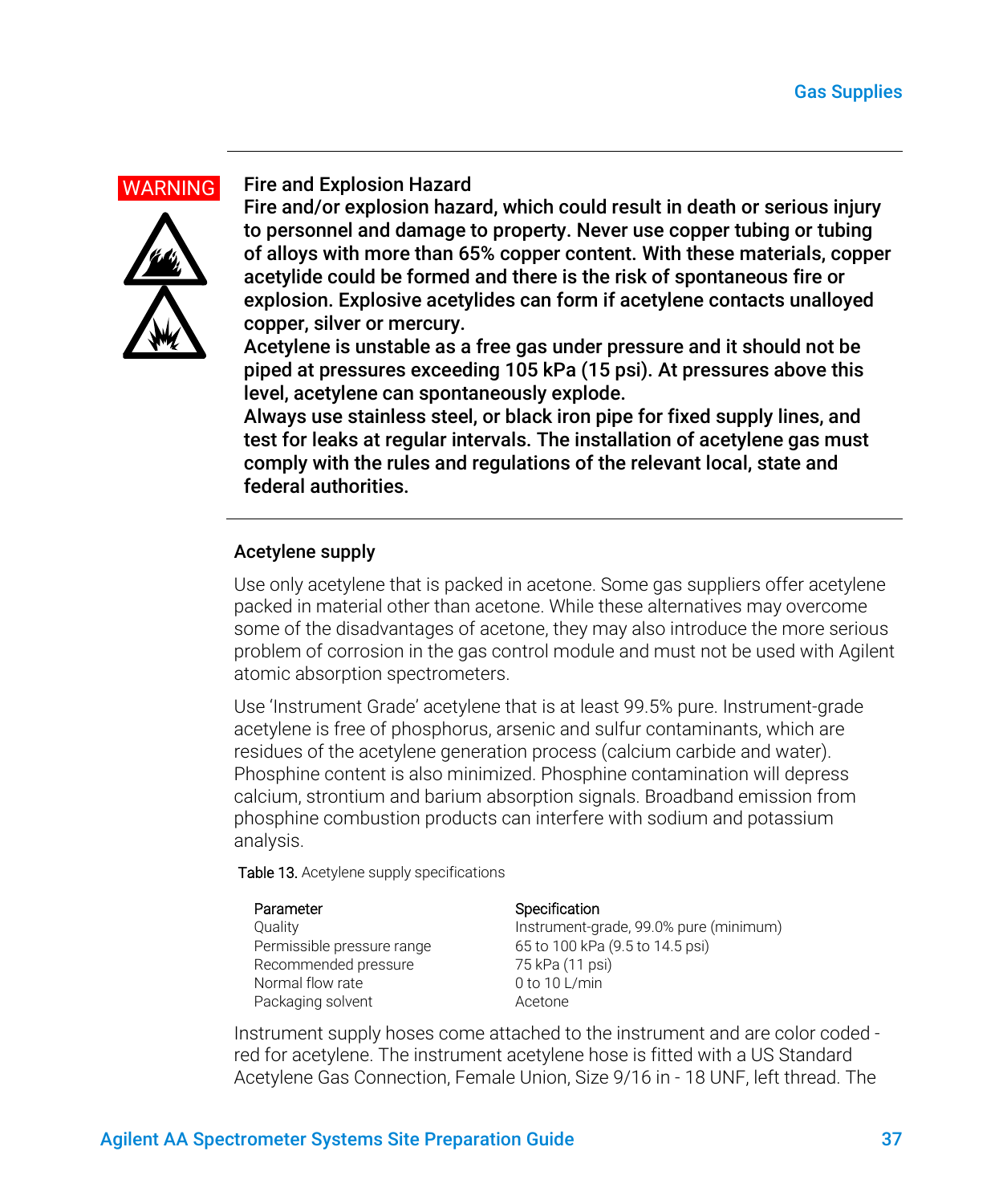**WARNING**

**Fire and Explosion Hazard**

**Fire and/or explosion hazard, which could result in death or serious injury to personnel and damage to property. Never use copper tubing or tubing of alloys with more than 65% copper content. With these materials, copper acetylide could be formed and there is the risk of spontaneous fire or explosion. Explosive acetylides can form if acetylene contacts unalloyed copper, silver or mercury.**

**Acetylene is unstable as a free gas under pressure and it should not be piped at pressures exceeding 105 kPa (15 psi). At pressures above this level, acetylene can spontaneously explode.**

**Always use stainless steel, or black iron pipe for fixed supply lines, and test for leaks at regular intervals. The installation of acetylene gas must comply with the rules and regulations of the relevant local, state and federal authorities.**

### Acetylene supply

Use only acetylene that is packed in acetone. Some gas suppliers offer acetylene packed in material other than acetone. While these alternatives may overcome some of the disadvantages of acetone, they may also introduce the more serious problem of corrosion in the gas control module and must not be used with Agilent atomic absorption spectrometers.

Use 'Instrument Grade' acetylene that is at least 99.5% pure. Instrument-grade acetylene is free of phosphorus, arsenic and sulfur contaminants, which are residues of the acetylene generation process (calcium carbide and water). Phosphine content is also minimized. Phosphine contamination will depress calcium, strontium and barium absorption signals. Broadband emission from phosphine combustion products can interfere with sodium and potassium analysis.

Table 13. Acetylene supply specifications

| Parameter | Specification |
| --- | --- |
| Quality | Instrument-grade, 99.0% pure (minimum) |
| Permissible pressure range | 65 to 100 kPa (9.5 to 14.5 psi) |
| Recommended pressure | 75 kPa (11 psi) |
| Normal flow rate | 0 to 10 L/min |
| Packaging solvent | Acetone |

Instrument supply hoses come attached to the instrument and are color coded - red for acetylene. The instrument acetylene hose is fitted with a US Standard Acetylene Gas Connection, Female Union, Size 9/16 in - 18 UNF, left thread. The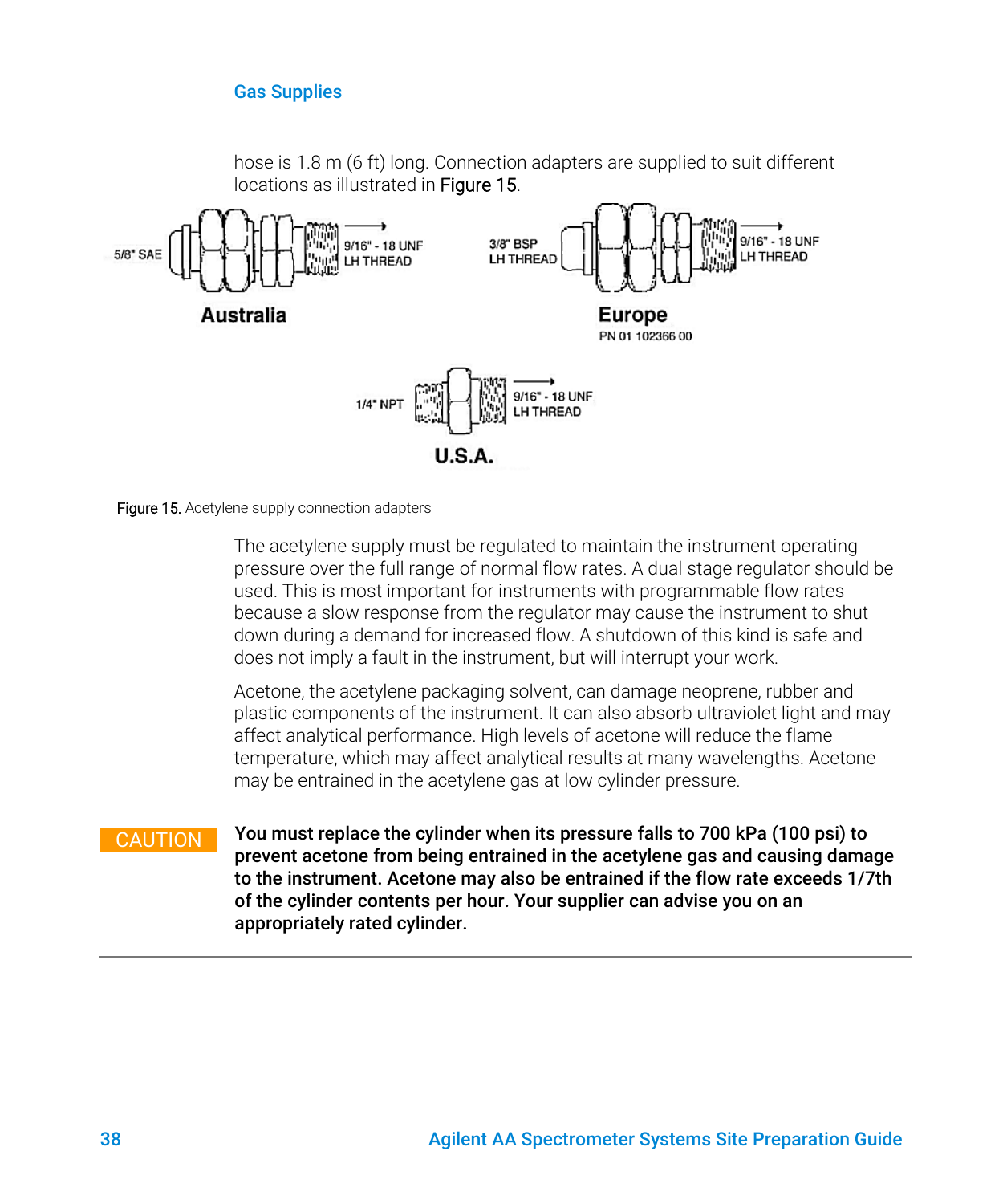hose is 1.8 m (6 ft) long. Connection adapters are supplied to suit different locations as illustrated in Figure 15.

5/8" SAE — 9/16" - 18 UNF LH THREAD

**Australia**

3/8" BSP LH THREAD — 9/16" - 18 UNF LH THREAD

**Europe**

PN 01 102366 00

1/4" NPT — 9/16" - 18 UNF LH THREAD

**U.S.A.**

Figure 15. Acetylene supply connection adapters

The acetylene supply must be regulated to maintain the instrument operating pressure over the full range of normal flow rates. A dual stage regulator should be used. This is most important for instruments with programmable flow rates because a slow response from the regulator may cause the instrument to shut down during a demand for increased flow. A shutdown of this kind is safe and does not imply a fault in the instrument, but will interrupt your work.

Acetone, the acetylene packaging solvent, can damage neoprene, rubber and plastic components of the instrument. It can also absorb ultraviolet light and may affect analytical performance. High levels of acetone will reduce the flame temperature, which may affect analytical results at many wavelengths. Acetone may be entrained in the acetylene gas at low cylinder pressure.

CAUTION **You must replace the cylinder when its pressure falls to 700 kPa (100 psi) to prevent acetone from being entrained in the acetylene gas and causing damage to the instrument. Acetone may also be entrained if the flow rate exceeds 1/7th of the cylinder contents per hour. Your supplier can advise you on an appropriately rated cylinder.**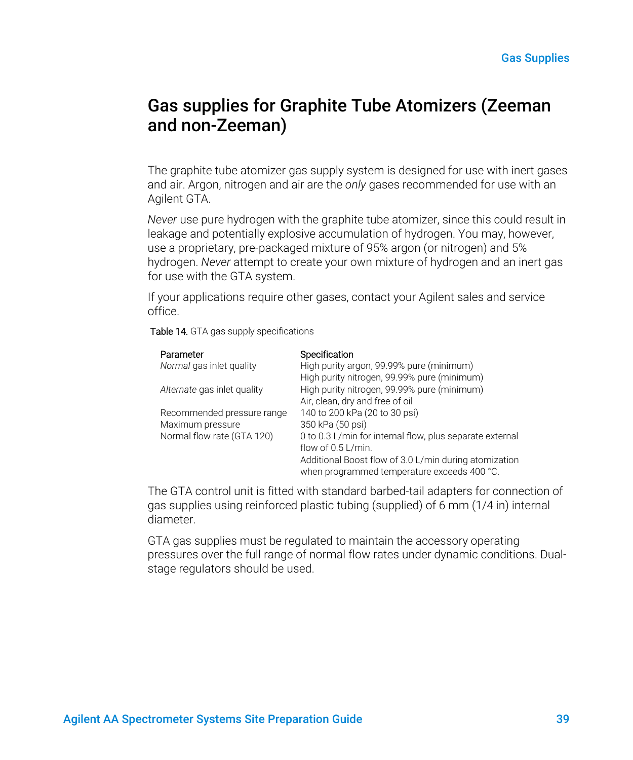# Gas supplies for Graphite Tube Atomizers (Zeeman and non-Zeeman)

The graphite tube atomizer gas supply system is designed for use with inert gases and air. Argon, nitrogen and air are the *only* gases recommended for use with an Agilent GTA.

*Never* use pure hydrogen with the graphite tube atomizer, since this could result in leakage and potentially explosive accumulation of hydrogen. You may, however, use a proprietary, pre-packaged mixture of 95% argon (or nitrogen) and 5% hydrogen. *Never* attempt to create your own mixture of hydrogen and an inert gas for use with the GTA system.

If your applications require other gases, contact your Agilent sales and service office.

Table 14. GTA gas supply specifications

| Parameter | Specification |
| --- | --- |
| *Normal* gas inlet quality | High purity argon, 99.99% pure (minimum)<br>High purity nitrogen, 99.99% pure (minimum) |
| *Alternate* gas inlet quality | High purity nitrogen, 99.99% pure (minimum)<br>Air, clean, dry and free of oil |
| Recommended pressure range | 140 to 200 kPa (20 to 30 psi) |
| Maximum pressure | 350 kPa (50 psi) |
| Normal flow rate (GTA 120) | 0 to 0.3 L/min for internal flow, plus separate external flow of 0.5 L/min.<br>Additional Boost flow of 3.0 L/min during atomization when programmed temperature exceeds 400 °C. |

The GTA control unit is fitted with standard barbed-tail adapters for connection of gas supplies using reinforced plastic tubing (supplied) of 6 mm (1/4 in) internal diameter.

GTA gas supplies must be regulated to maintain the accessory operating pressures over the full range of normal flow rates under dynamic conditions. Dual-stage regulators should be used.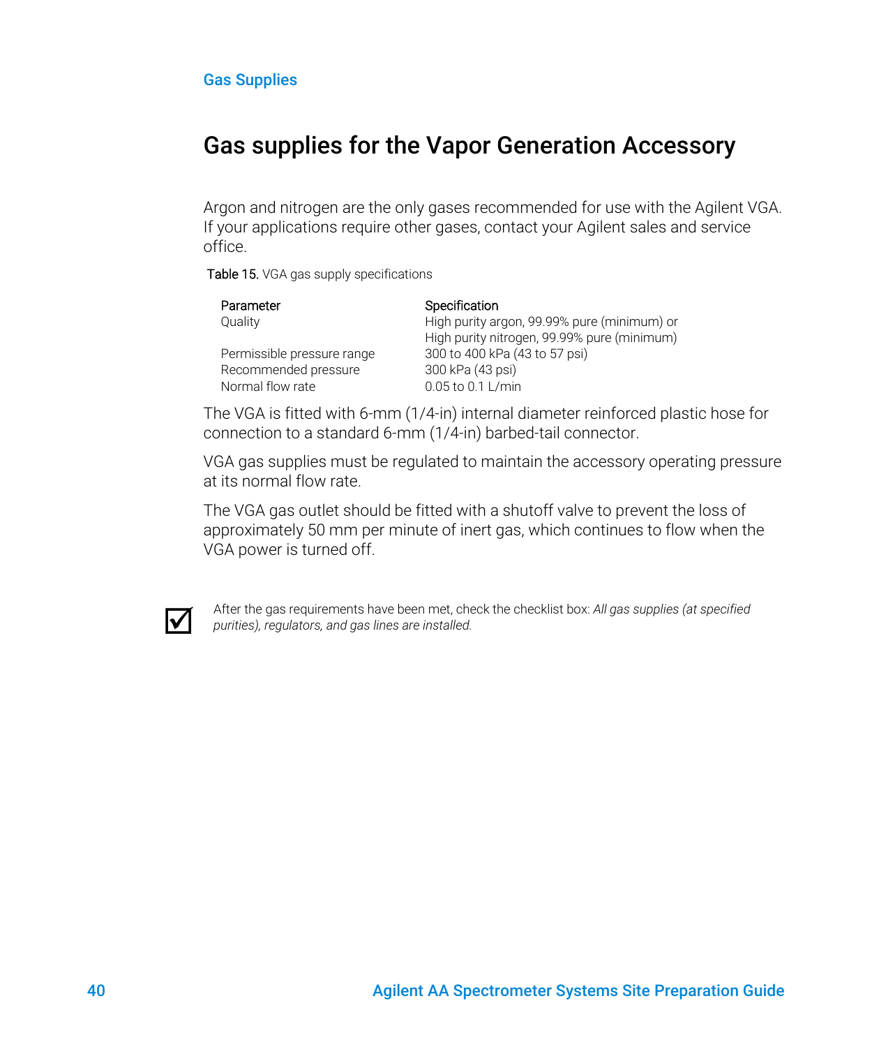# Gas supplies for the Vapor Generation Accessory

Argon and nitrogen are the only gases recommended for use with the Agilent VGA. If your applications require other gases, contact your Agilent sales and service office.

Table 15. VGA gas supply specifications

| Parameter | Specification |
| --- | --- |
| Quality | High purity argon, 99.99% pure (minimum) or<br>High purity nitrogen, 99.99% pure (minimum) |
| Permissible pressure range | 300 to 400 kPa (43 to 57 psi) |
| Recommended pressure | 300 kPa (43 psi) |
| Normal flow rate | 0.05 to 0.1 L/min |

The VGA is fitted with 6-mm (1/4-in) internal diameter reinforced plastic hose for connection to a standard 6-mm (1/4-in) barbed-tail connector.

VGA gas supplies must be regulated to maintain the accessory operating pressure at its normal flow rate.

The VGA gas outlet should be fitted with a shutoff valve to prevent the loss of approximately 50 mm per minute of inert gas, which continues to flow when the VGA power is turned off.

☑ After the gas requirements have been met, check the checklist box: *All gas supplies (at specified purities), regulators, and gas lines are installed.*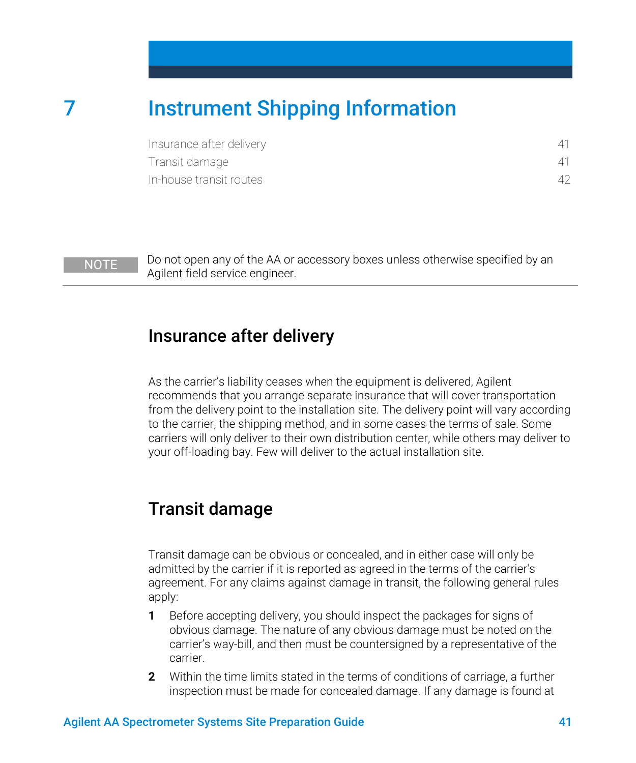# 7 Instrument Shipping Information

Insurance after delivery 41

Transit damage 41

In-house transit routes 42

**NOTE** Do not open any of the AA or accessory boxes unless otherwise specified by an Agilent field service engineer.

## Insurance after delivery

As the carrier's liability ceases when the equipment is delivered, Agilent recommends that you arrange separate insurance that will cover transportation from the delivery point to the installation site. The delivery point will vary according to the carrier, the shipping method, and in some cases the terms of sale. Some carriers will only deliver to their own distribution center, while others may deliver to your off-loading bay. Few will deliver to the actual installation site.

## Transit damage

Transit damage can be obvious or concealed, and in either case will only be admitted by the carrier if it is reported as agreed in the terms of the carrier's agreement. For any claims against damage in transit, the following general rules apply:

1. Before accepting delivery, you should inspect the packages for signs of obvious damage. The nature of any obvious damage must be noted on the carrier's way-bill, and then must be countersigned by a representative of the carrier.
2. Within the time limits stated in the terms of conditions of carriage, a further inspection must be made for concealed damage. If any damage is found at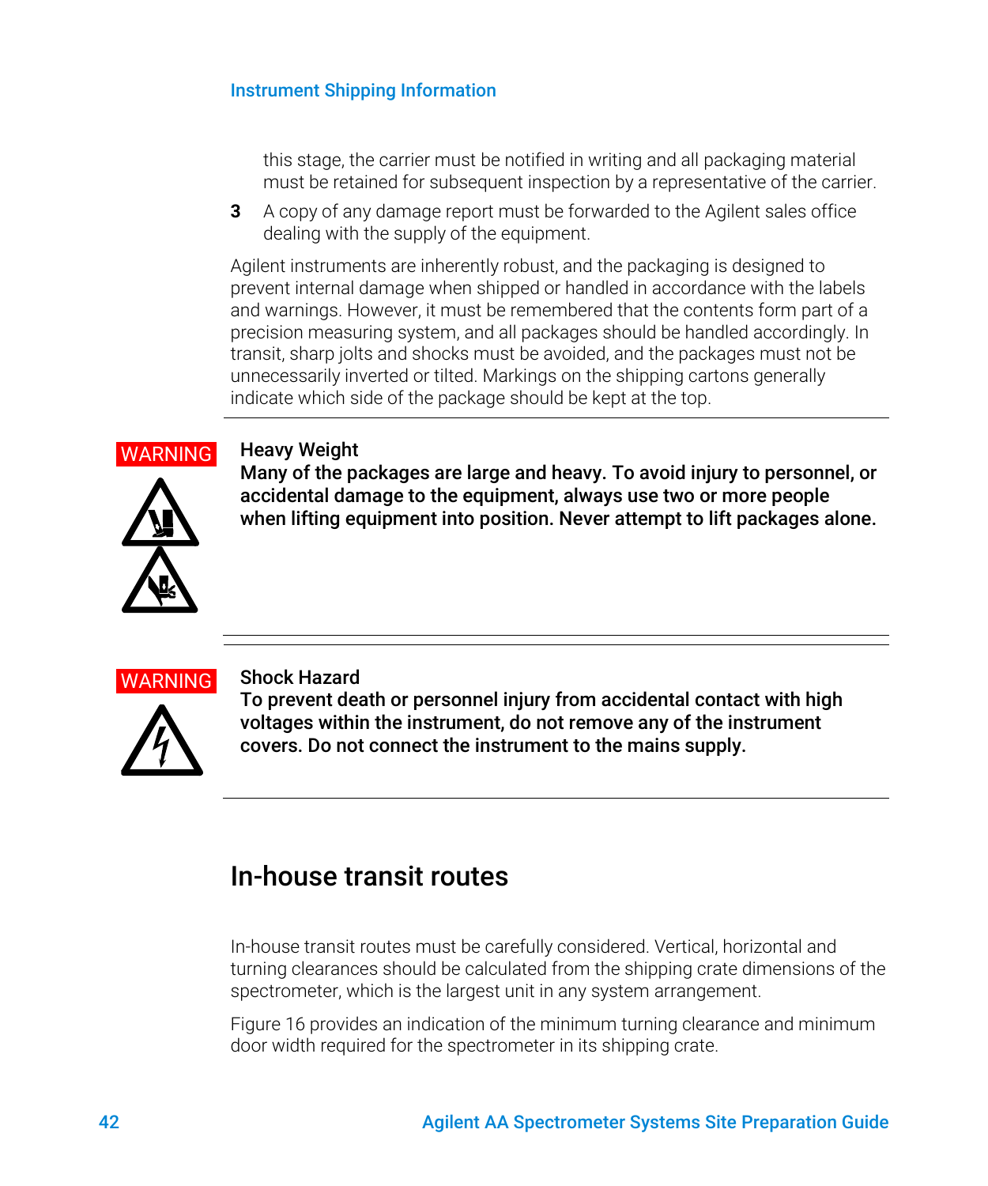this stage, the carrier must be notified in writing and all packaging material must be retained for subsequent inspection by a representative of the carrier.

**3** A copy of any damage report must be forwarded to the Agilent sales office dealing with the supply of the equipment.

Agilent instruments are inherently robust, and the packaging is designed to prevent internal damage when shipped or handled in accordance with the labels and warnings. However, it must be remembered that the contents form part of a precision measuring system, and all packages should be handled accordingly. In transit, sharp jolts and shocks must be avoided, and the packages must not be unnecessarily inverted or tilted. Markings on the shipping cartons generally indicate which side of the package should be kept at the top.

---

WARNING

**Heavy Weight**
**Many of the packages are large and heavy. To avoid injury to personnel, or accidental damage to the equipment, always use two or more people when lifting equipment into position. Never attempt to lift packages alone.**

---

WARNING

**Shock Hazard**
**To prevent death or personnel injury from accidental contact with high voltages within the instrument, do not remove any of the instrument covers. Do not connect the instrument to the mains supply.**

---

## In-house transit routes

In-house transit routes must be carefully considered. Vertical, horizontal and turning clearances should be calculated from the shipping crate dimensions of the spectrometer, which is the largest unit in any system arrangement.

Figure 16 provides an indication of the minimum turning clearance and minimum door width required for the spectrometer in its shipping crate.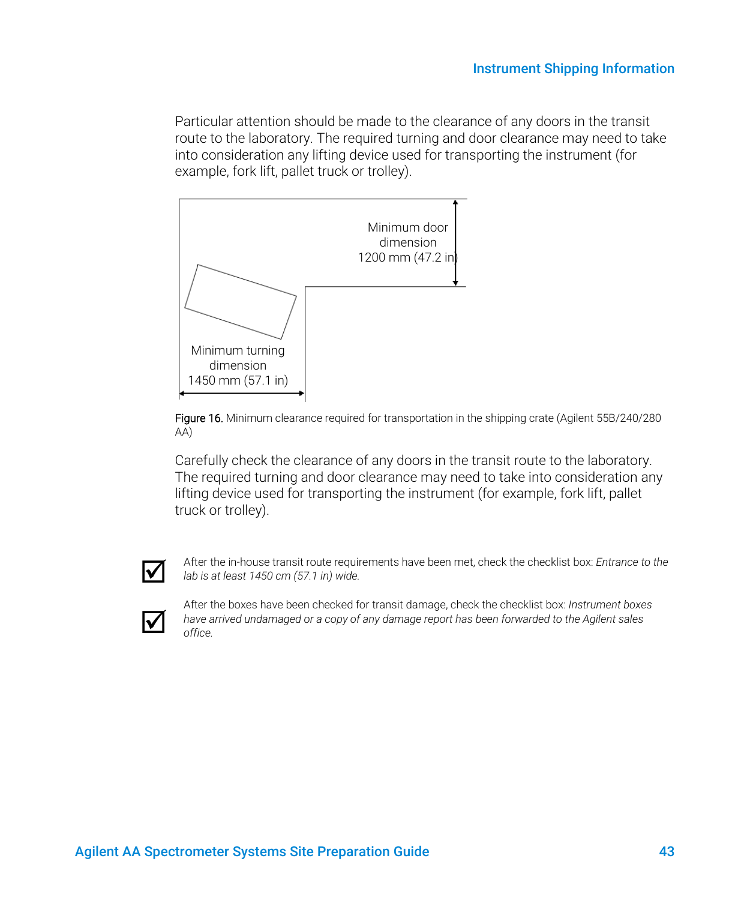Particular attention should be made to the clearance of any doors in the transit route to the laboratory. The required turning and door clearance may need to take into consideration any lifting device used for transporting the instrument (for example, fork lift, pallet truck or trolley).

Minimum door dimension 1200 mm (47.2 in)

Minimum turning dimension 1450 mm (57.1 in)

Figure 16. Minimum clearance required for transportation in the shipping crate (Agilent 55B/240/280 AA)

Carefully check the clearance of any doors in the transit route to the laboratory. The required turning and door clearance may need to take into consideration any lifting device used for transporting the instrument (for example, fork lift, pallet truck or trolley).

☑ After the in-house transit route requirements have been met, check the checklist box: *Entrance to the lab is at least 1450 cm (57.1 in) wide.*

☑ After the boxes have been checked for transit damage, check the checklist box: *Instrument boxes have arrived undamaged or a copy of any damage report has been forwarded to the Agilent sales office.*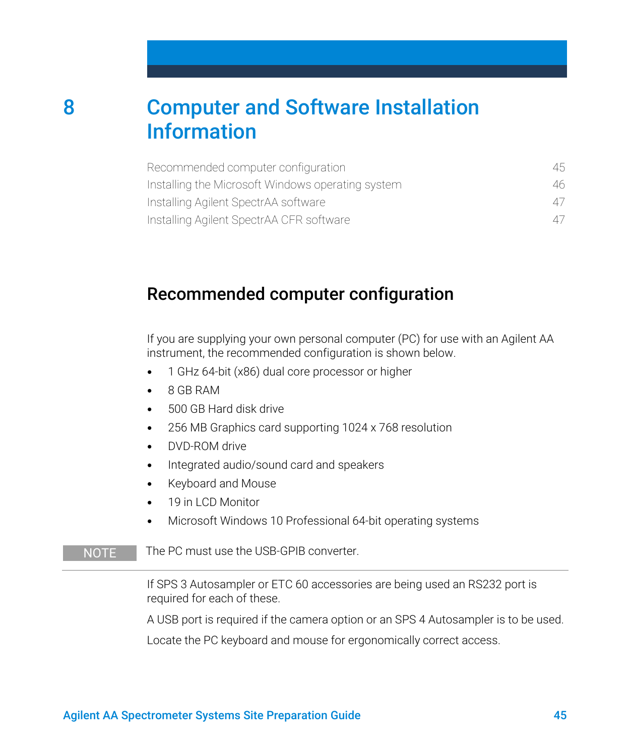# 8 Computer and Software Installation Information

| | |
|---|---|
| Recommended computer configuration | 45 |
| Installing the Microsoft Windows operating system | 46 |
| Installing Agilent SpectrAA software | 47 |
| Installing Agilent SpectrAA CFR software | 47 |

## Recommended computer configuration

If you are supplying your own personal computer (PC) for use with an Agilent AA instrument, the recommended configuration is shown below.

- 1 GHz 64-bit (x86) dual core processor or higher
- 8 GB RAM
- 500 GB Hard disk drive
- 256 MB Graphics card supporting 1024 x 768 resolution
- DVD-ROM drive
- Integrated audio/sound card and speakers
- Keyboard and Mouse
- 19 in LCD Monitor
- Microsoft Windows 10 Professional 64-bit operating systems

**NOTE** The PC must use the USB-GPIB converter.

If SPS 3 Autosampler or ETC 60 accessories are being used an RS232 port is required for each of these.

A USB port is required if the camera option or an SPS 4 Autosampler is to be used.

Locate the PC keyboard and mouse for ergonomically correct access.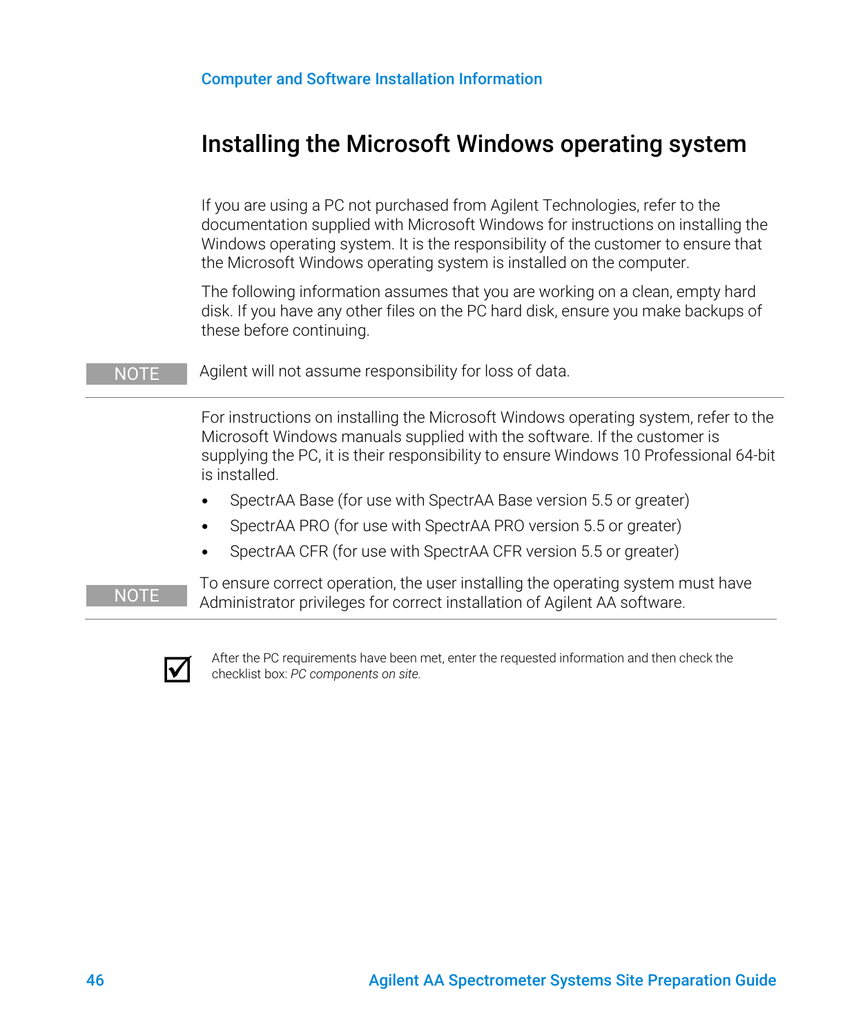## Installing the Microsoft Windows operating system

If you are using a PC not purchased from Agilent Technologies, refer to the documentation supplied with Microsoft Windows for instructions on installing the Windows operating system. It is the responsibility of the customer to ensure that the Microsoft Windows operating system is installed on the computer.

The following information assumes that you are working on a clean, empty hard disk. If you have any other files on the PC hard disk, ensure you make backups of these before continuing.

**NOTE** Agilent will not assume responsibility for loss of data.

---

For instructions on installing the Microsoft Windows operating system, refer to the Microsoft Windows manuals supplied with the software. If the customer is supplying the PC, it is their responsibility to ensure Windows 10 Professional 64-bit is installed.

- SpectrAA Base (for use with SpectrAA Base version 5.5 or greater)
- SpectrAA PRO (for use with SpectrAA PRO version 5.5 or greater)
- SpectrAA CFR (for use with SpectrAA CFR version 5.5 or greater)

**NOTE** To ensure correct operation, the user installing the operating system must have Administrator privileges for correct installation of Agilent AA software.

---

☑ After the PC requirements have been met, enter the requested information and then check the checklist box: *PC components on site.*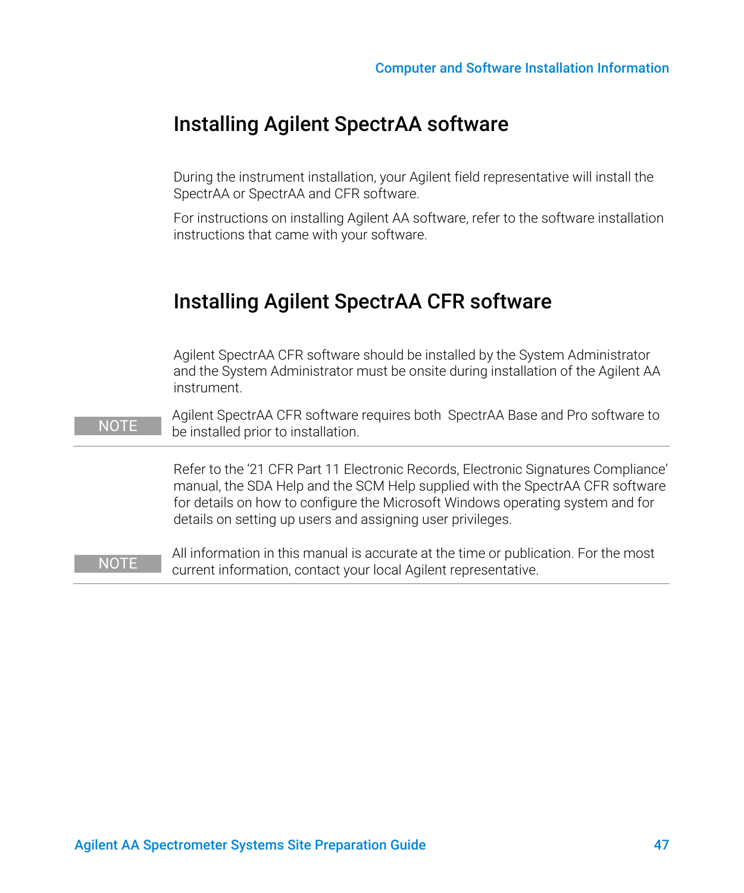## Installing Agilent SpectrAA software

During the instrument installation, your Agilent field representative will install the SpectrAA or SpectrAA and CFR software.

For instructions on installing Agilent AA software, refer to the software installation instructions that came with your software.

## Installing Agilent SpectrAA CFR software

Agilent SpectrAA CFR software should be installed by the System Administrator and the System Administrator must be onsite during installation of the Agilent AA instrument.

**NOTE** Agilent SpectrAA CFR software requires both SpectrAA Base and Pro software to be installed prior to installation.

Refer to the '21 CFR Part 11 Electronic Records, Electronic Signatures Compliance' manual, the SDA Help and the SCM Help supplied with the SpectrAA CFR software for details on how to configure the Microsoft Windows operating system and for details on setting up users and assigning user privileges.

**NOTE** All information in this manual is accurate at the time or publication. For the most current information, contact your local Agilent representative.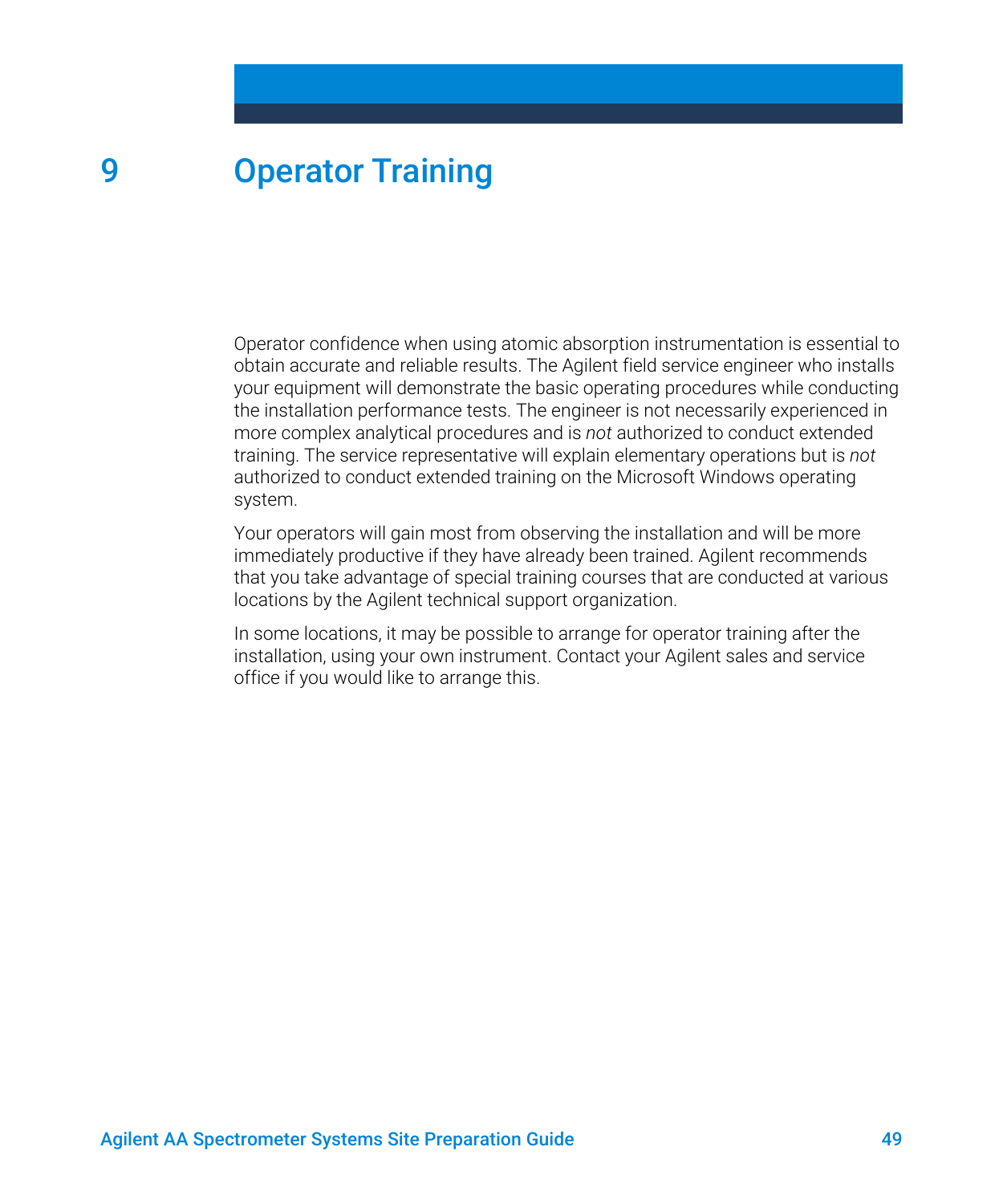# 9 Operator Training

Operator confidence when using atomic absorption instrumentation is essential to obtain accurate and reliable results. The Agilent field service engineer who installs your equipment will demonstrate the basic operating procedures while conducting the installation performance tests. The engineer is not necessarily experienced in more complex analytical procedures and is *not* authorized to conduct extended training. The service representative will explain elementary operations but is *not* authorized to conduct extended training on the Microsoft Windows operating system.

Your operators will gain most from observing the installation and will be more immediately productive if they have already been trained. Agilent recommends that you take advantage of special training courses that are conducted at various locations by the Agilent technical support organization.

In some locations, it may be possible to arrange for operator training after the installation, using your own instrument. Contact your Agilent sales and service office if you would like to arrange this.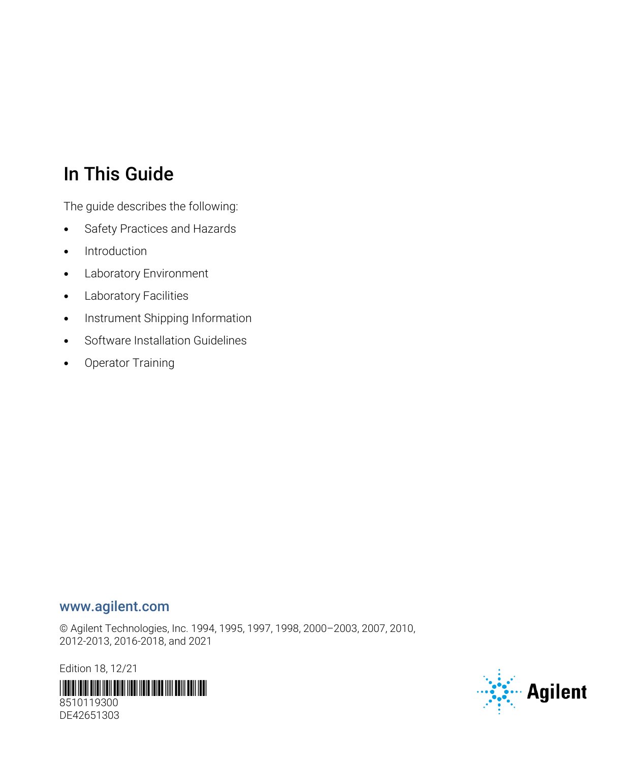## In This Guide

The guide describes the following:

- Safety Practices and Hazards
- Introduction
- Laboratory Environment
- Laboratory Facilities
- Instrument Shipping Information
- Software Installation Guidelines
- Operator Training

www.agilent.com

© Agilent Technologies, Inc. 1994, 1995, 1997, 1998, 2000–2003, 2007, 2010, 2012-2013, 2016-2018, and 2021

Edition 18, 12/21

8510119300

DE42651303